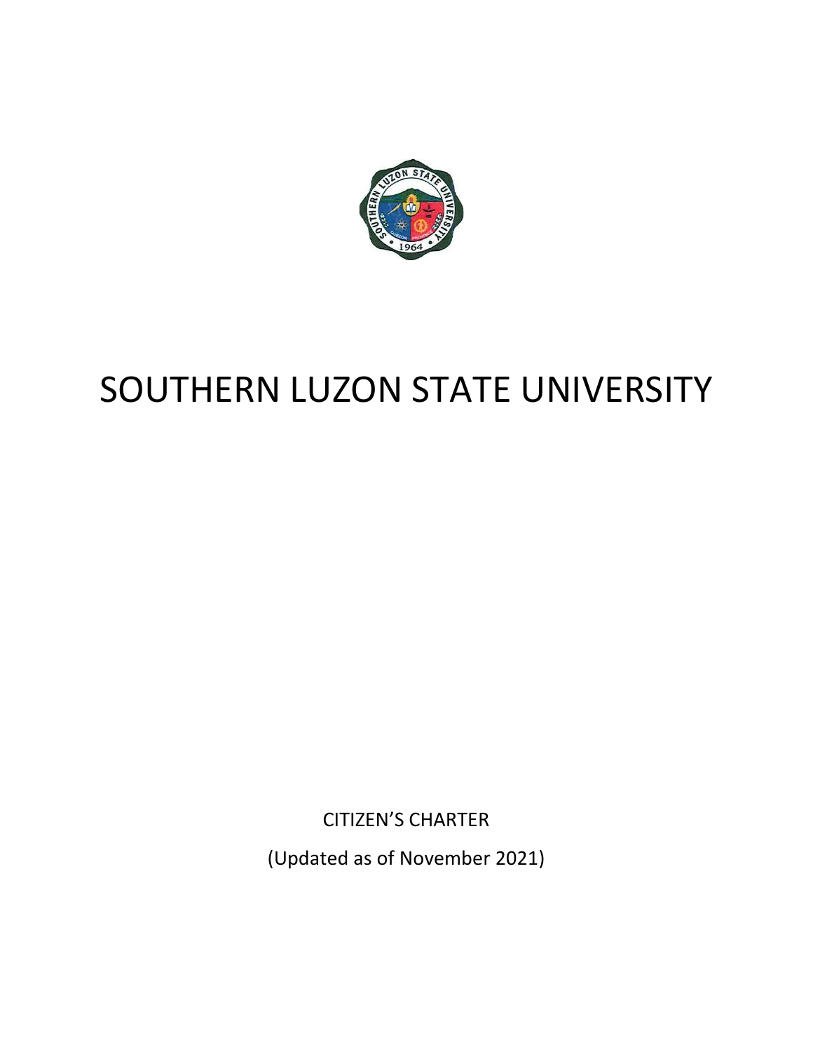# SOUTHERN LUZON STATE UNIVERSITY

CITIZEN'S CHARTER

(Updated as of November 2021)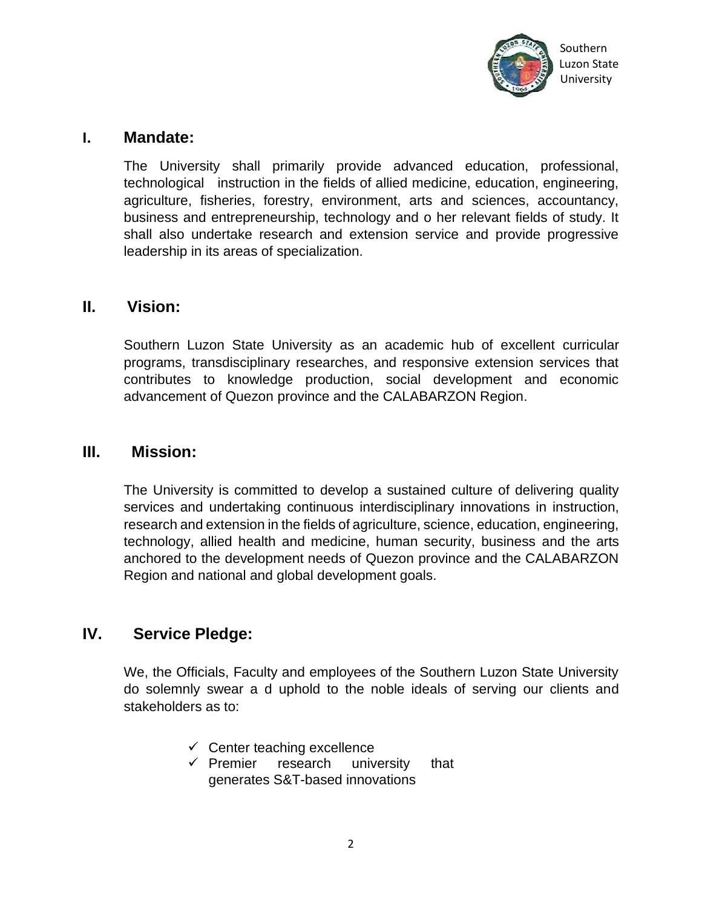## I. Mandate:

The University shall primarily provide advanced education, professional, technological instruction in the fields of allied medicine, education, engineering, agriculture, fisheries, forestry, environment, arts and sciences, accountancy, business and entrepreneurship, technology and o her relevant fields of study. It shall also undertake research and extension service and provide progressive leadership in its areas of specialization.

## II. Vision:

Southern Luzon State University as an academic hub of excellent curricular programs, transdisciplinary researches, and responsive extension services that contributes to knowledge production, social development and economic advancement of Quezon province and the CALABARZON Region.

## III. Mission:

The University is committed to develop a sustained culture of delivering quality services and undertaking continuous interdisciplinary innovations in instruction, research and extension in the fields of agriculture, science, education, engineering, technology, allied health and medicine, human security, business and the arts anchored to the development needs of Quezon province and the CALABARZON Region and national and global development goals.

## IV. Service Pledge:

We, the Officials, Faculty and employees of the Southern Luzon State University do solemnly swear a d uphold to the noble ideals of serving our clients and stakeholders as to:

- ✓ Center teaching excellence
- ✓ Premier research university that generates S&T-based innovations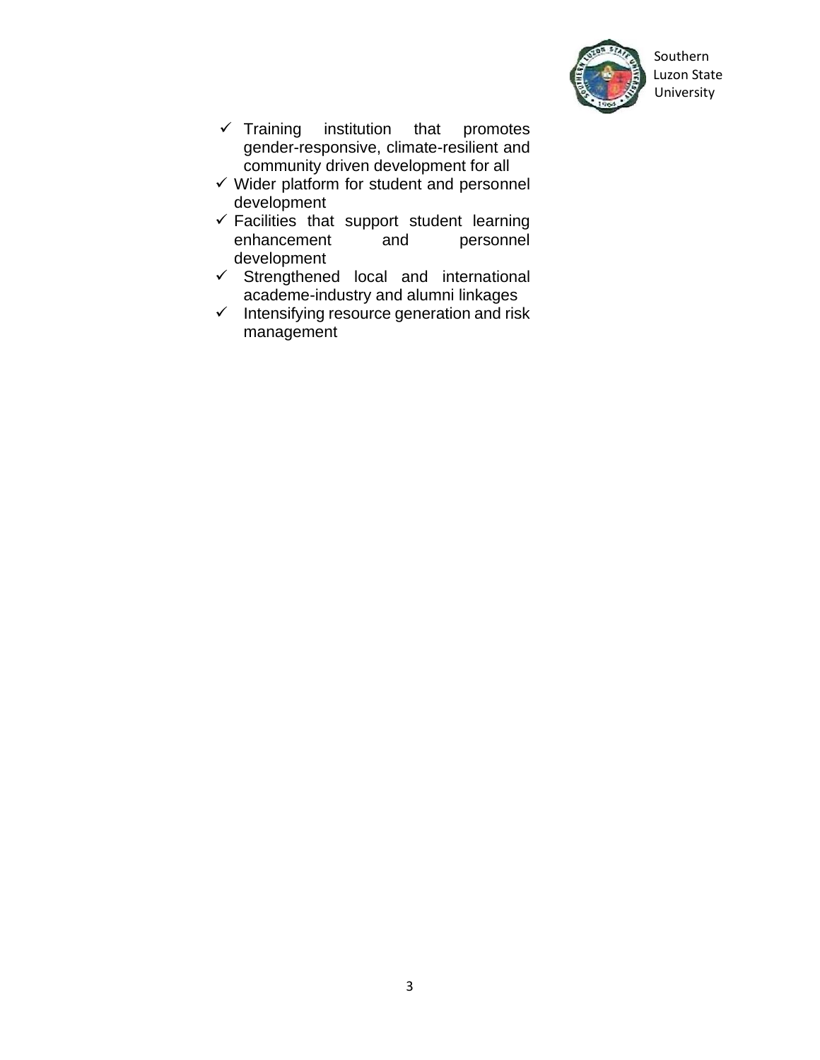- ✓ Training institution that promotes gender-responsive, climate-resilient and community driven development for all
- ✓ Wider platform for student and personnel development
- ✓ Facilities that support student learning enhancement and personnel development
- ✓ Strengthened local and international academe-industry and alumni linkages
- ✓ Intensifying resource generation and risk management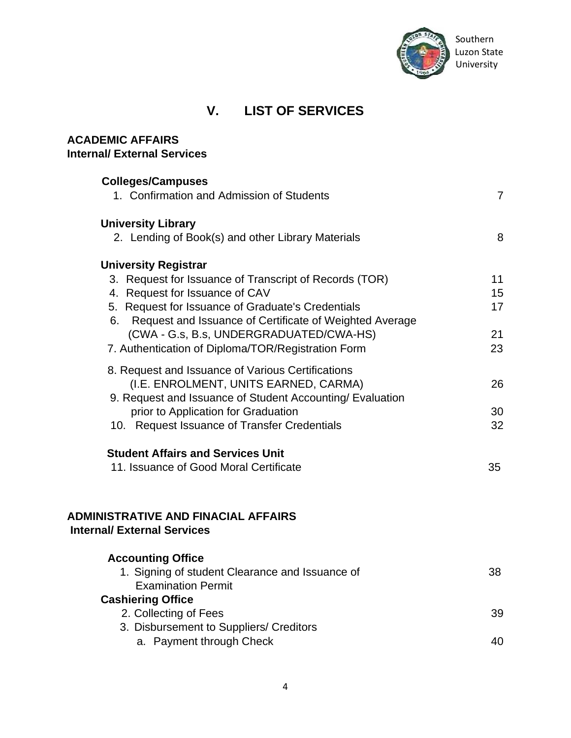# V. LIST OF SERVICES

**ACADEMIC AFFAIRS**
**Internal/ External Services**

| | |
|---|---|
| **Colleges/Campuses** | |
| 1. Confirmation and Admission of Students | 7 |
| **University Library** | |
| 2. Lending of Book(s) and other Library Materials | 8 |
| **University Registrar** | |
| 3. Request for Issuance of Transcript of Records (TOR) | 11 |
| 4. Request for Issuance of CAV | 15 |
| 5. Request for Issuance of Graduate's Credentials | 17 |
| 6. Request and Issuance of Certificate of Weighted Average (CWA - G.s, B.s, UNDERGRADUATED/CWA-HS) | 21 |
| 7. Authentication of Diploma/TOR/Registration Form | 23 |
| 8. Request and Issuance of Various Certifications (I.E. ENROLMENT, UNITS EARNED, CARMA) | 26 |
| 9. Request and Issuance of Student Accounting/ Evaluation prior to Application for Graduation | 30 |
| 10. Request Issuance of Transfer Credentials | 32 |
| **Student Affairs and Services Unit** | |
| 11. Issuance of Good Moral Certificate | 35 |

**ADMINISTRATIVE AND FINACIAL AFFAIRS**
**Internal/ External Services**

| | |
|---|---|
| **Accounting Office** | |
| 1. Signing of student Clearance and Issuance of Examination Permit | 38 |
| **Cashiering Office** | |
| 2. Collecting of Fees | 39 |
| 3. Disbursement to Suppliers/ Creditors | |
| a. Payment through Check | 40 |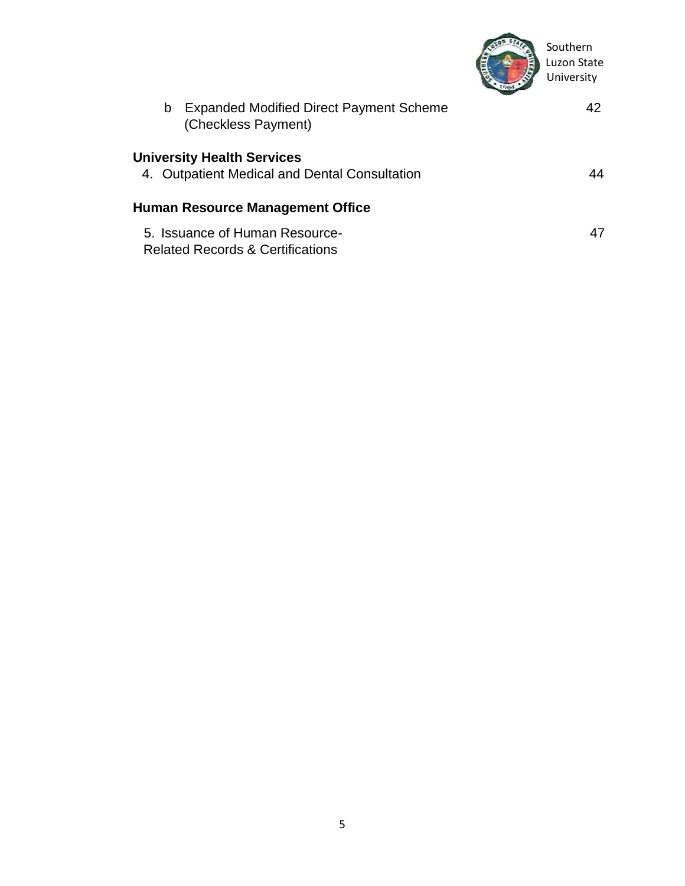b Expanded Modified Direct Payment Scheme (Checkless Payment) 42

**University Health Services**

4. Outpatient Medical and Dental Consultation 44

**Human Resource Management Office**

5. Issuance of Human Resource-Related Records & Certifications 47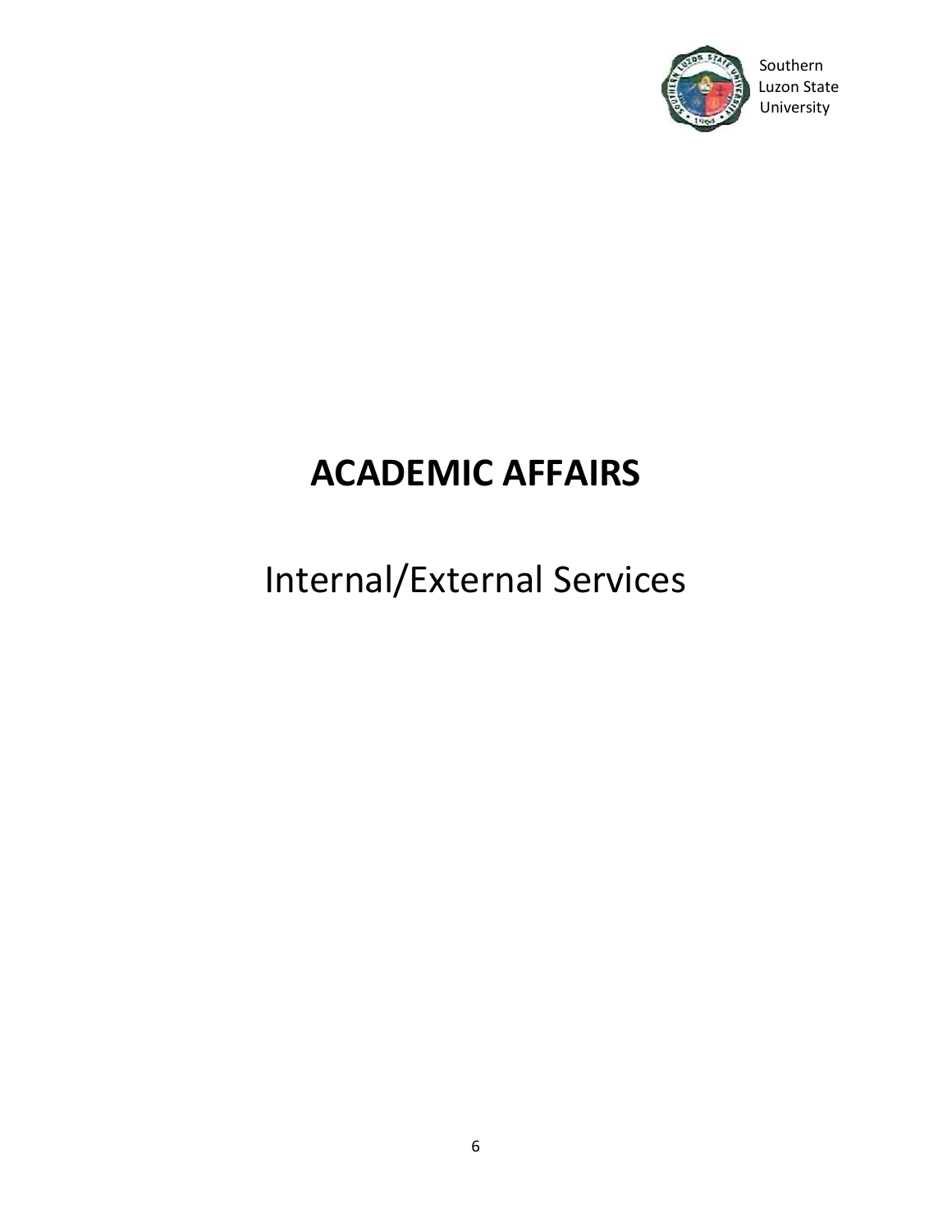# ACADEMIC AFFAIRS

## Internal/External Services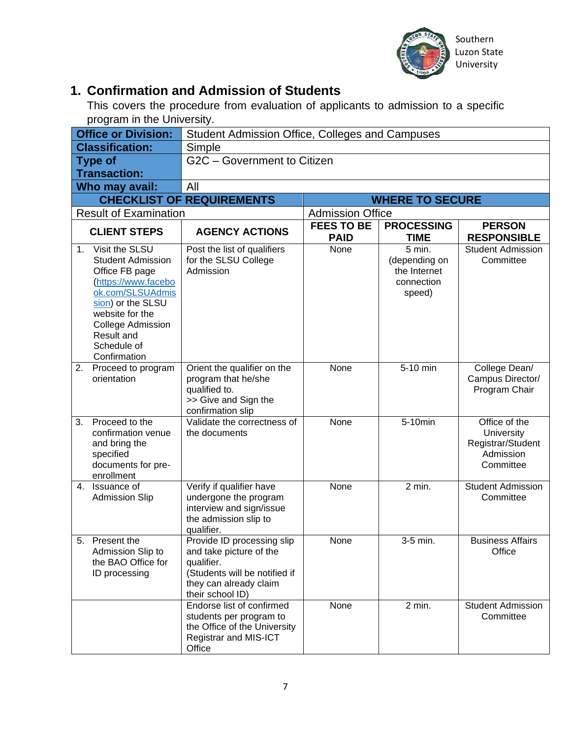## 1. Confirmation and Admission of Students

This covers the procedure from evaluation of applicants to admission to a specific program in the University.

| **Office or Division:** | Student Admission Office, Colleges and Campuses | | | |
|---|---|---|---|---|
| **Classification:** | Simple | | | |
| **Type of Transaction:** | G2C – Government to Citizen | | | |
| **Who may avail:** | All | | | |
| **CHECKLIST OF REQUIREMENTS** | | **WHERE TO SECURE** | | |
| Result of Examination | | Admission Office | | |
| **CLIENT STEPS** | **AGENCY ACTIONS** | **FEES TO BE PAID** | **PROCESSING TIME** | **PERSON RESPONSIBLE** |
| 1. Visit the SLSU Student Admission Office FB page ([https://www.facebook.com/SLSUAdmission](https://www.facebook.com/SLSUAdmission)) or the SLSU website for the College Admission Result and Schedule of Confirmation | Post the list of qualifiers for the SLSU College Admission | None | 5 min. (depending on the Internet connection speed) | Student Admission Committee |
| 2. Proceed to program orientation | Orient the qualifier on the program that he/she qualified to. >> Give and Sign the confirmation slip | None | 5-10 min | College Dean/ Campus Director/ Program Chair |
| 3. Proceed to the confirmation venue and bring the specified documents for pre-enrollment | Validate the correctness of the documents | None | 5-10min | Office of the University Registrar/Student Admission Committee |
| 4. Issuance of Admission Slip | Verify if qualifier have undergone the program interview and sign/issue the admission slip to qualifier. | None | 2 min. | Student Admission Committee |
| 5. Present the Admission Slip to the BAO Office for ID processing | Provide ID processing slip and take picture of the qualifier. (Students will be notified if they can already claim their school ID) | None | 3-5 min. | Business Affairs Office |
| | Endorse list of confirmed students per program to the Office of the University Registrar and MIS-ICT Office | None | 2 min. | Student Admission Committee |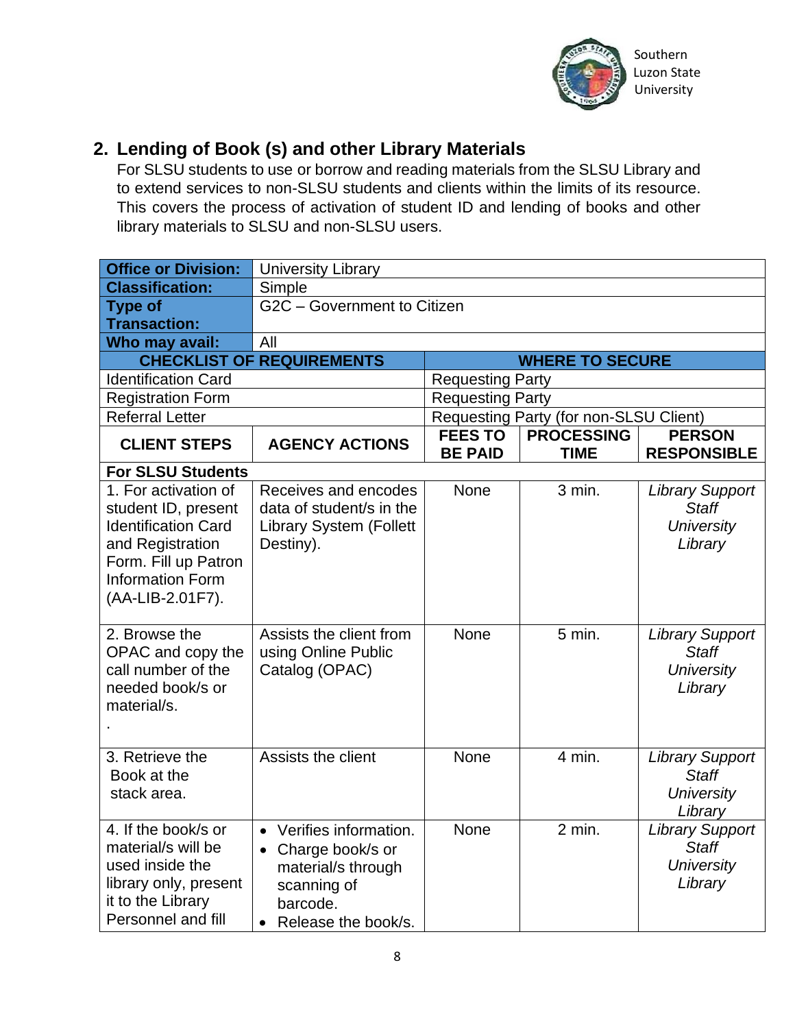## 2. Lending of Book (s) and other Library Materials

For SLSU students to use or borrow and reading materials from the SLSU Library and to extend services to non-SLSU students and clients within the limits of its resource. This covers the process of activation of student ID and lending of books and other library materials to SLSU and non-SLSU users.

| **Office or Division:** | University Library | | | |
|---|---|---|---|---|
| **Classification:** | Simple | | | |
| **Type of Transaction:** | G2C – Government to Citizen | | | |
| **Who may avail:** | All | | | |
| **CHECKLIST OF REQUIREMENTS** | | **WHERE TO SECURE** | | |
| Identification Card | | Requesting Party | | |
| Registration Form | | Requesting Party | | |
| Referral Letter | | Requesting Party (for non-SLSU Client) | | |
| **CLIENT STEPS** | **AGENCY ACTIONS** | **FEES TO BE PAID** | **PROCESSING TIME** | **PERSON RESPONSIBLE** |
| **For SLSU Students** | | | | |
| 1. For activation of student ID, present Identification Card and Registration Form. Fill up Patron Information Form (AA-LIB-2.01F7). | Receives and encodes data of student/s in the Library System (Follett Destiny). | None | 3 min. | *Library Support Staff University Library* |
| 2. Browse the OPAC and copy the call number of the needed book/s or material/s. . | Assists the client from using Online Public Catalog (OPAC) | None | 5 min. | *Library Support Staff University Library* |
| 3. Retrieve the Book at the stack area. | Assists the client | None | 4 min. | *Library Support Staff University Library* |
| 4. If the book/s or material/s will be used inside the library only, present it to the Library Personnel and fill | • Verifies information.<br>• Charge book/s or material/s through scanning of barcode.<br>• Release the book/s. | None | 2 min. | *Library Support Staff University Library* |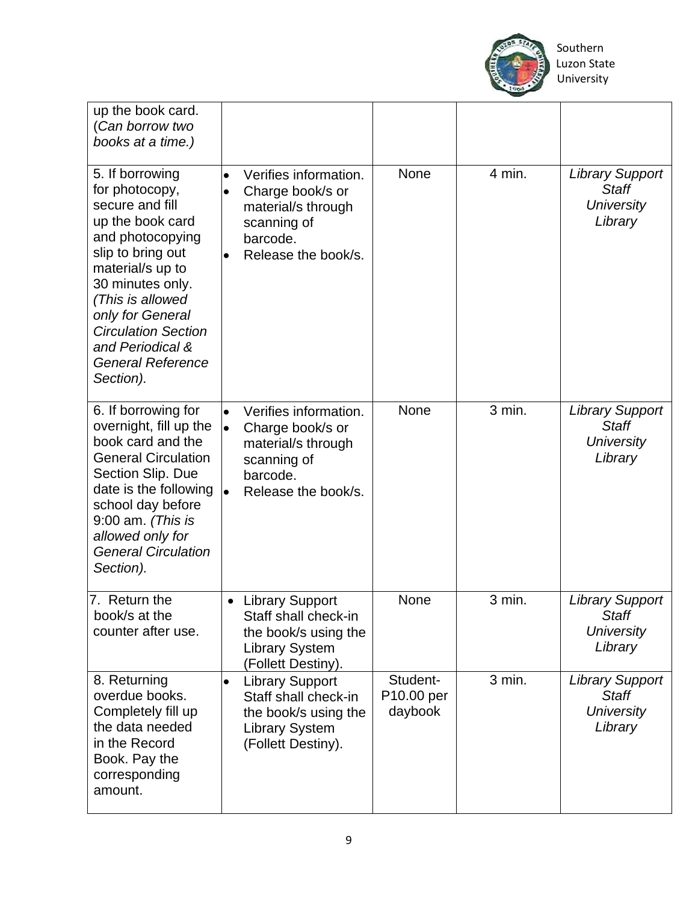| | | | | |
|---|---|---|---|---|
| up the book card. (*Can borrow two books at a time.)* | | | | |
| 5. If borrowing for photocopy, secure and fill up the book card and photocopying slip to bring out material/s up to 30 minutes only. *(This is allowed only for General Circulation Section and Periodical & General Reference Section).* | • Verifies information.<br>• Charge book/s or material/s through scanning of barcode.<br>• Release the book/s. | None | 4 min. | *Library Support Staff University Library* |
| 6. If borrowing for overnight, fill up the book card and the General Circulation Section Slip. Due date is the following school day before 9:00 am. *(This is allowed only for General Circulation Section).* | • Verifies information.<br>• Charge book/s or material/s through scanning of barcode.<br>• Release the book/s. | None | 3 min. | *Library Support Staff University Library* |
| 7. Return the book/s at the counter after use. | • Library Support Staff shall check-in the book/s using the Library System (Follett Destiny). | None | 3 min. | *Library Support Staff University Library* |
| 8. Returning overdue books. Completely fill up the data needed in the Record Book. Pay the corresponding amount. | • Library Support Staff shall check-in the book/s using the Library System (Follett Destiny). | Student- P10.00 per daybook | 3 min. | *Library Support Staff University Library* |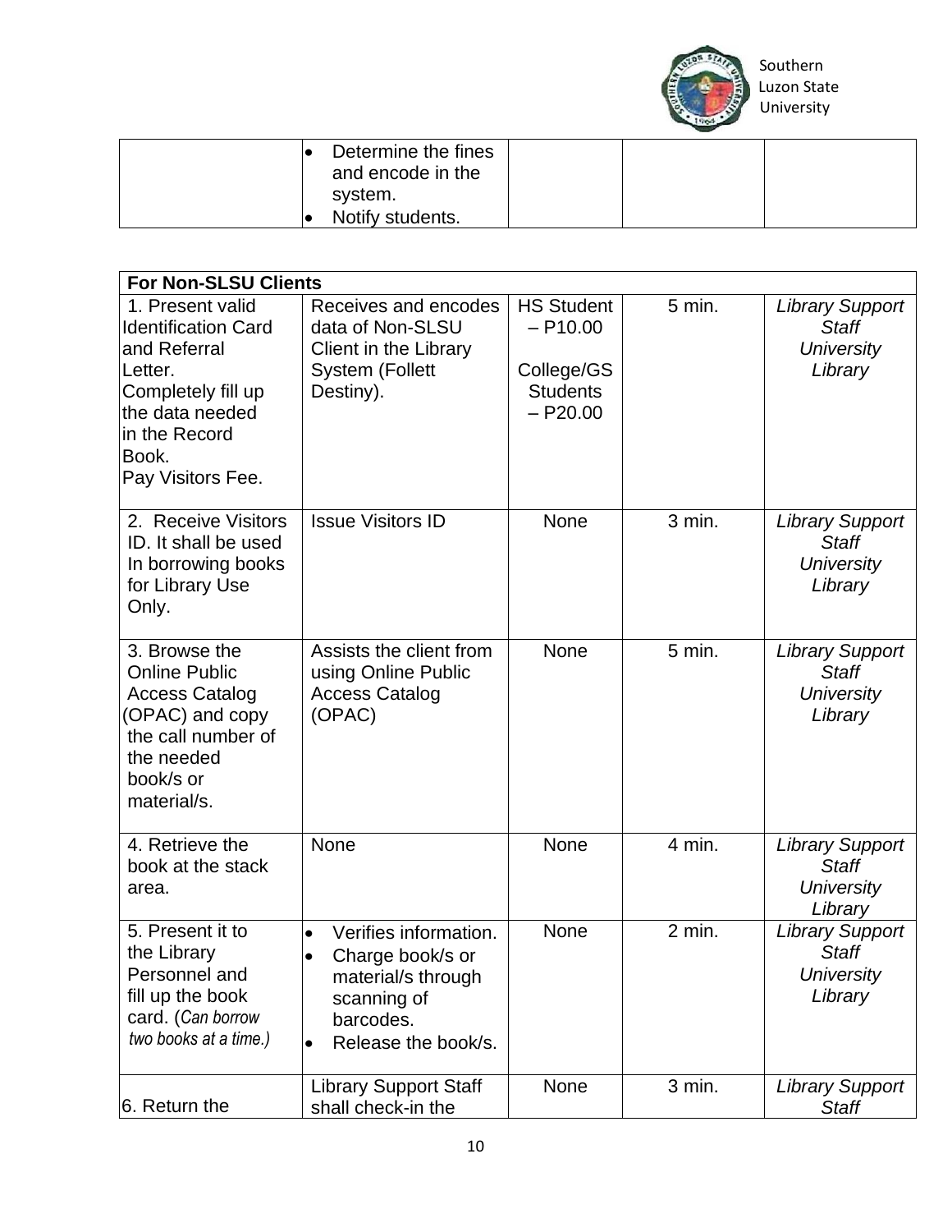| | | | | |
|---|---|---|---|---|
| | • Determine the fines and encode in the system.<br>• Notify students. | | | |

| **For Non-SLSU Clients** | | | | |
|---|---|---|---|---|
| 1. Present valid Identification Card and Referral Letter.<br>Completely fill up the data needed in the Record Book.<br>Pay Visitors Fee. | Receives and encodes data of Non-SLSU Client in the Library System (Follett Destiny). | HS Student – P10.00<br><br>College/GS Students – P20.00 | 5 min. | *Library Support Staff University Library* |
| 2. Receive Visitors ID. It shall be used In borrowing books for Library Use Only. | Issue Visitors ID | None | 3 min. | *Library Support Staff University Library* |
| 3. Browse the Online Public Access Catalog (OPAC) and copy the call number of the needed book/s or material/s. | Assists the client from using Online Public Access Catalog (OPAC) | None | 5 min. | *Library Support Staff University Library* |
| 4. Retrieve the book at the stack area. | None | None | 4 min. | *Library Support Staff University Library* |
| 5. Present it to the Library Personnel and fill up the book card. (*Can borrow two books at a time.)* | • Verifies information.<br>• Charge book/s or material/s through scanning of barcodes.<br>• Release the book/s. | None | 2 min. | *Library Support Staff University Library* |
| 6. Return the | Library Support Staff shall check-in the | None | 3 min. | *Library Support Staff* |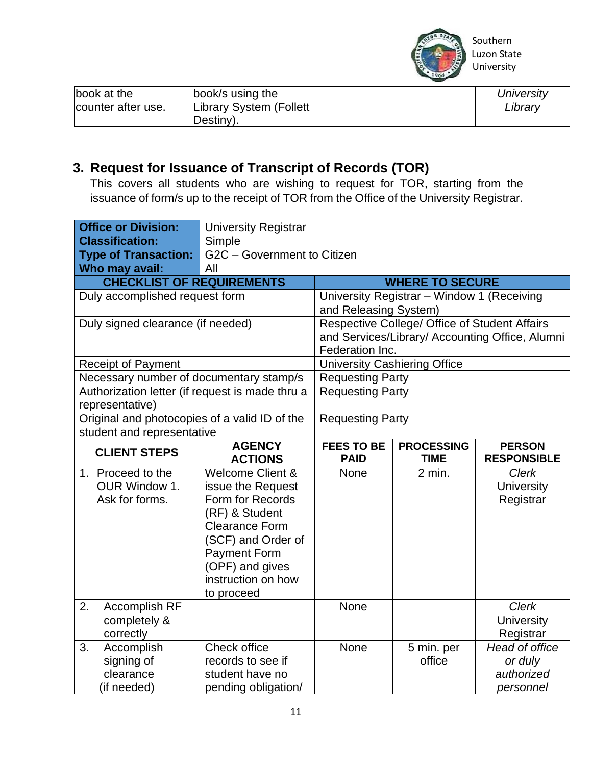| book at the counter after use. | book/s using the Library System (Follett Destiny). | | | *University Library* |
|---|---|---|---|---|

## 3. Request for Issuance of Transcript of Records (TOR)

This covers all students who are wishing to request for TOR, starting from the issuance of form/s up to the receipt of TOR from the Office of the University Registrar.

| **Office or Division:** | University Registrar | | | |
|---|---|---|---|---|
| **Classification:** | Simple | | | |
| **Type of Transaction:** | G2C – Government to Citizen | | | |
| **Who may avail:** | All | | | |
| **CHECKLIST OF REQUIREMENTS** | | **WHERE TO SECURE** | | |
| Duly accomplished request form | | University Registrar – Window 1 (Receiving and Releasing System) | | |
| Duly signed clearance (if needed) | | Respective College/ Office of Student Affairs and Services/Library/ Accounting Office, Alumni Federation Inc. | | |
| Receipt of Payment | | University Cashiering Office | | |
| Necessary number of documentary stamp/s | | Requesting Party | | |
| Authorization letter (if request is made thru a representative) | | Requesting Party | | |
| Original and photocopies of a valid ID of the student and representative | | Requesting Party | | |
| **CLIENT STEPS** | **AGENCY ACTIONS** | **FEES TO BE PAID** | **PROCESSING TIME** | **PERSON RESPONSIBLE** |
| 1. Proceed to the OUR Window 1. Ask for forms. | Welcome Client & issue the Request Form for Records (RF) & Student Clearance Form (SCF) and Order of Payment Form (OPF) and gives instruction on how to proceed | None | 2 min. | *Clerk* University Registrar |
| 2. Accomplish RF completely & correctly | | None | | *Clerk* University Registrar |
| 3. Accomplish signing of clearance (if needed) | Check office records to see if student have no pending obligation/ | None | 5 min. per office | *Head of office or duly authorized personnel* |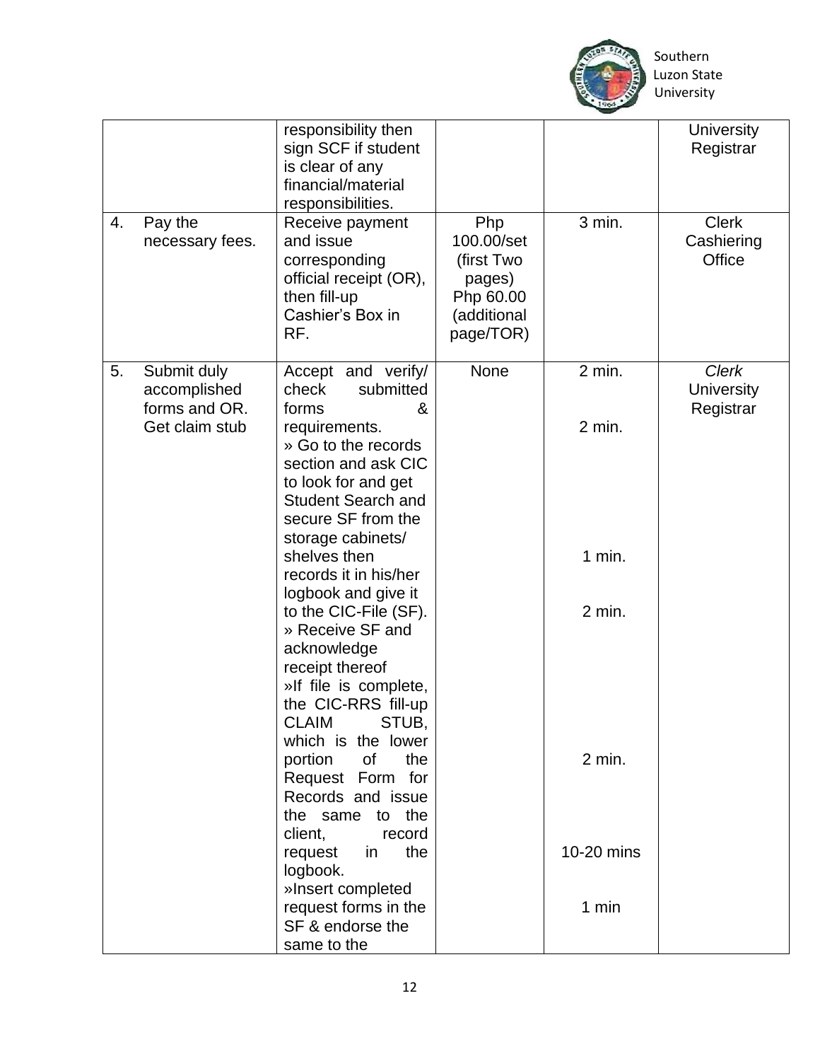| | | | | |
|---|---|---|---|---|
| | responsibility then sign SCF if student is clear of any financial/material responsibilities. | | | University Registrar |
| 4. Pay the necessary fees. | Receive payment and issue corresponding official receipt (OR), then fill-up Cashier's Box in RF. | Php 100.00/set (first Two pages) Php 60.00 (additional page/TOR) | 3 min. | Clerk Cashiering Office |
| 5. Submit duly accomplished forms and OR. Get claim stub | Accept and verify/ check submitted forms & requirements.<br>» Go to the records section and ask CIC to look for and get Student Search and secure SF from the storage cabinets/ shelves then records it in his/her logbook and give it to the CIC-File (SF).<br>» Receive SF and acknowledge receipt thereof<br>»If file is complete, the CIC-RRS fill-up CLAIM STUB, which is the lower portion of the Request Form for Records and issue the same to the client, record request in the logbook.<br>»Insert completed request forms in the SF & endorse the same to the | None | 2 min.<br><br>2 min.<br><br>1 min.<br><br>2 min.<br><br>2 min.<br><br>10-20 mins<br><br>1 min | *Clerk* University Registrar |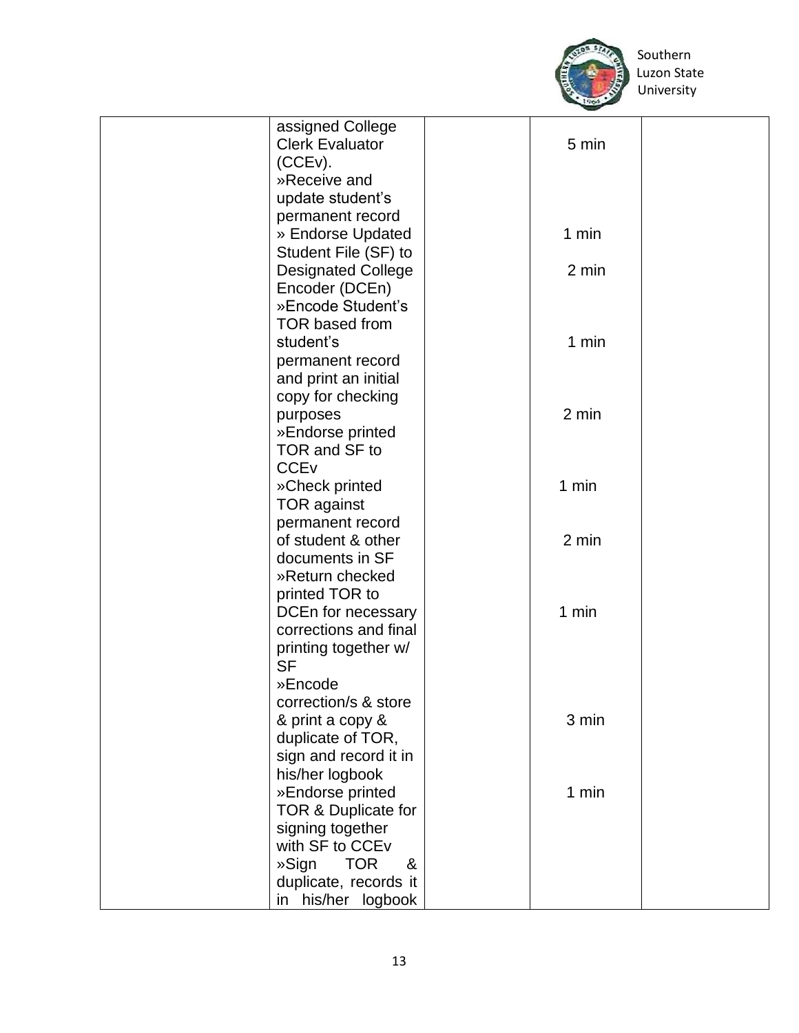| | | | | |
|---|---|---|---|---|
| | assigned College Clerk Evaluator (CCEv).<br>»Receive and update student's permanent record<br>» Endorse Updated Student File (SF) to Designated College Encoder (DCEn)<br>»Encode Student's TOR based from student's permanent record and print an initial copy for checking purposes<br>»Endorse printed TOR and SF to CCEv<br>»Check printed TOR against permanent record of student & other documents in SF<br>»Return checked printed TOR to DCEn for necessary corrections and final printing together w/ SF<br>»Encode correction/s & store & print a copy & duplicate of TOR, sign and record it in his/her logbook<br>»Endorse printed TOR & Duplicate for signing together with SF to CCEv<br>»Sign TOR & duplicate, records it in his/her logbook | | 5 min<br>1 min<br>2 min<br>1 min<br>2 min<br>1 min<br>2 min<br>1 min<br>3 min<br>1 min | |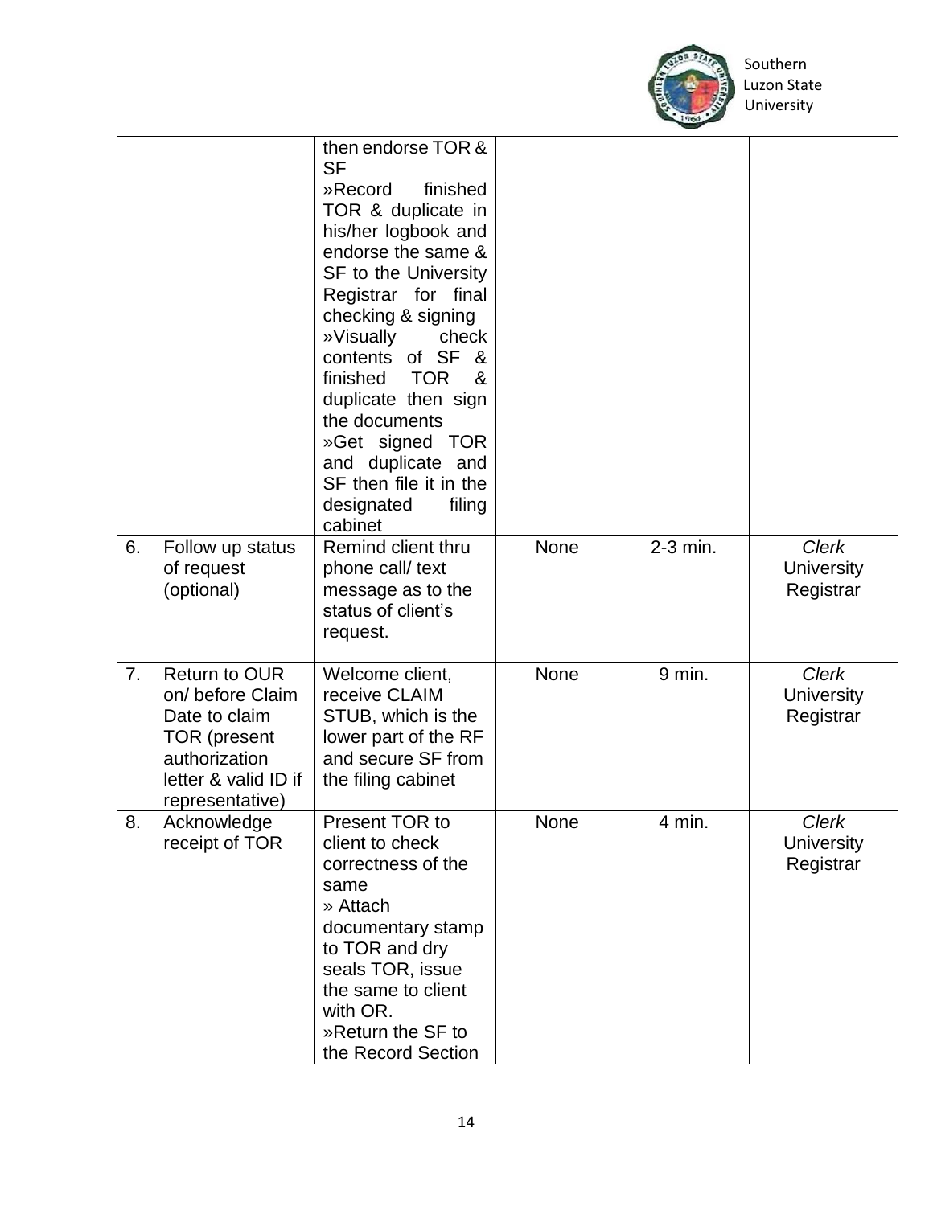| | | | | |
|---|---|---|---|---|
| | then endorse TOR & SF<br>»Record finished TOR & duplicate in his/her logbook and endorse the same & SF to the University Registrar for final checking & signing<br>»Visually check contents of SF & finished TOR & duplicate then sign the documents<br>»Get signed TOR and duplicate and SF then file it in the designated filing cabinet | | | |
| 6. Follow up status of request (optional) | Remind client thru phone call/ text message as to the status of client's request. | None | 2-3 min. | *Clerk*<br>University Registrar |
| 7. Return to OUR on/ before Claim Date to claim TOR (present authorization letter & valid ID if representative) | Welcome client, receive CLAIM STUB, which is the lower part of the RF and secure SF from the filing cabinet | None | 9 min. | *Clerk*<br>University Registrar |
| 8. Acknowledge receipt of TOR | Present TOR to client to check correctness of the same<br>» Attach documentary stamp to TOR and dry seals TOR, issue the same to client with OR.<br>»Return the SF to the Record Section | None | 4 min. | *Clerk*<br>University Registrar |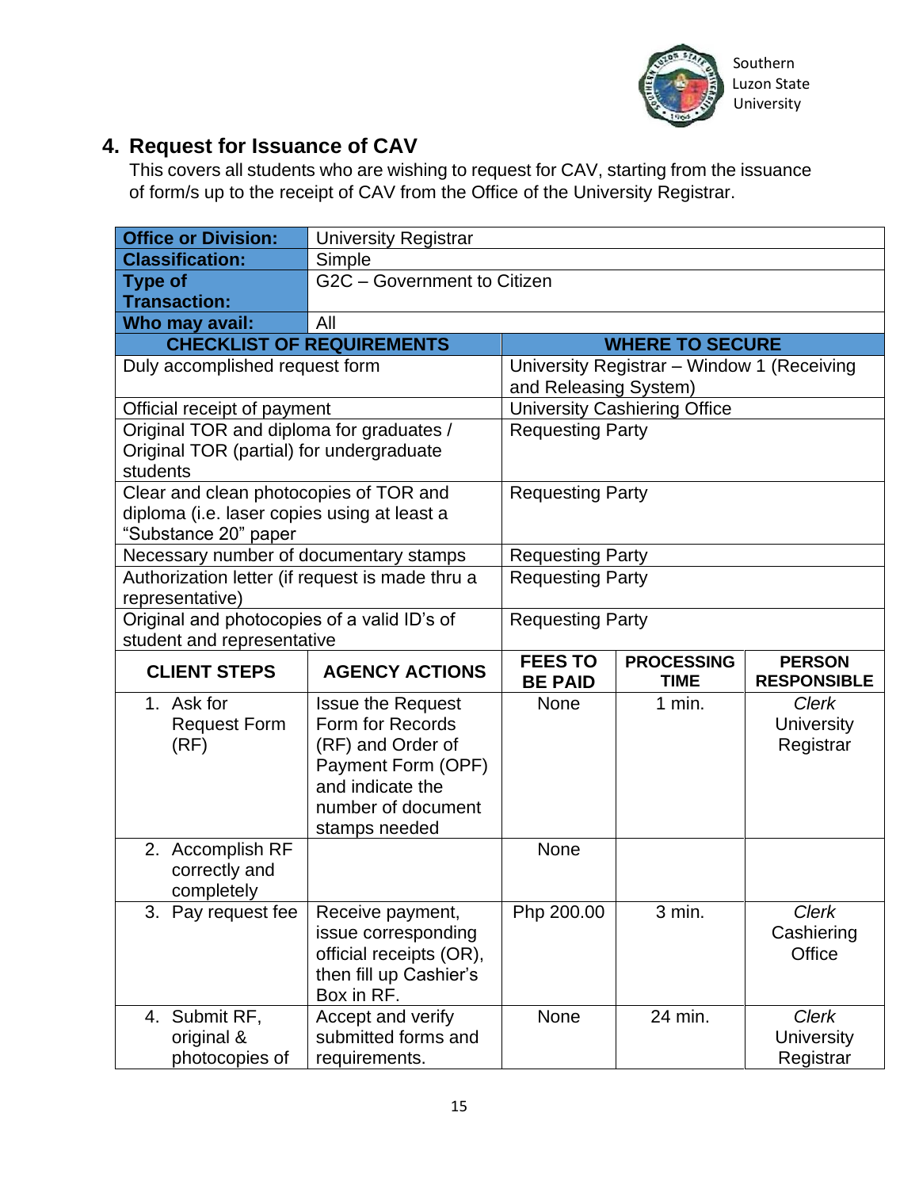## 4. Request for Issuance of CAV

This covers all students who are wishing to request for CAV, starting from the issuance of form/s up to the receipt of CAV from the Office of the University Registrar.

| **Office or Division:** | University Registrar | | | |
|---|---|---|---|---|
| **Classification:** | Simple | | | |
| **Type of Transaction:** | G2C – Government to Citizen | | | |
| **Who may avail:** | All | | | |
| **CHECKLIST OF REQUIREMENTS** | | **WHERE TO SECURE** | | |
| Duly accomplished request form | | University Registrar – Window 1 (Receiving and Releasing System) | | |
| Official receipt of payment | | University Cashiering Office | | |
| Original TOR and diploma for graduates / Original TOR (partial) for undergraduate students | | Requesting Party | | |
| Clear and clean photocopies of TOR and diploma (i.e. laser copies using at least a "Substance 20" paper | | Requesting Party | | |
| Necessary number of documentary stamps | | Requesting Party | | |
| Authorization letter (if request is made thru a representative) | | Requesting Party | | |
| Original and photocopies of a valid ID's of student and representative | | Requesting Party | | |
| **CLIENT STEPS** | **AGENCY ACTIONS** | **FEES TO BE PAID** | **PROCESSING TIME** | **PERSON RESPONSIBLE** |
| 1. Ask for Request Form (RF) | Issue the Request Form for Records (RF) and Order of Payment Form (OPF) and indicate the number of document stamps needed | None | 1 min. | *Clerk* University Registrar |
| 2. Accomplish RF correctly and completely | | None | | |
| 3. Pay request fee | Receive payment, issue corresponding official receipts (OR), then fill up Cashier's Box in RF. | Php 200.00 | 3 min. | *Clerk* Cashiering Office |
| 4. Submit RF, original & photocopies of | Accept and verify submitted forms and requirements. | None | 24 min. | *Clerk* University Registrar |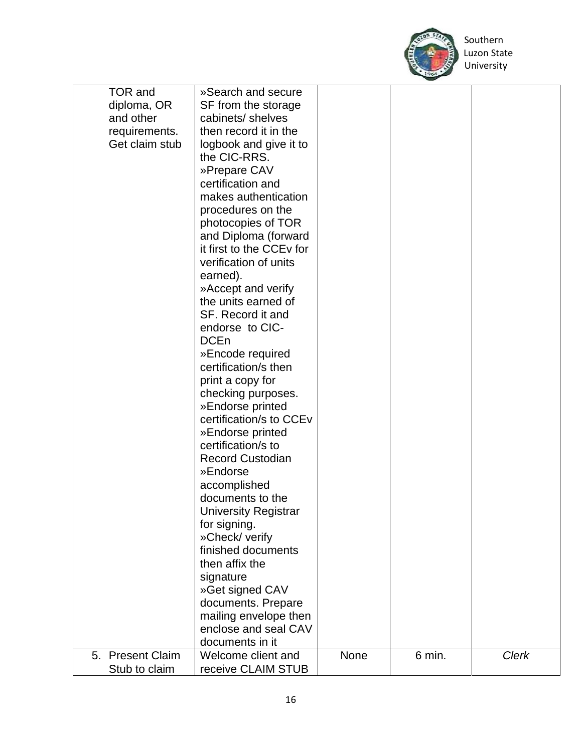| | | | | |
|---|---|---|---|---|
| TOR and diploma, OR and other requirements. Get claim stub | »Search and secure SF from the storage cabinets/ shelves then record it in the logbook and give it to the CIC-RRS.<br>»Prepare CAV certification and makes authentication procedures on the photocopies of TOR and Diploma (forward it first to the CCEv for verification of units earned).<br>»Accept and verify the units earned of SF. Record it and endorse to CIC-DCEn<br>»Encode required certification/s then print a copy for checking purposes.<br>»Endorse printed certification/s to CCEv<br>»Endorse printed certification/s to Record Custodian<br>»Endorse accomplished documents to the University Registrar for signing.<br>»Check/ verify finished documents then affix the signature<br>»Get signed CAV documents. Prepare mailing envelope then enclose and seal CAV documents in it | | | |
| 5. Present Claim Stub to claim | Welcome client and receive CLAIM STUB | None | 6 min. | *Clerk* |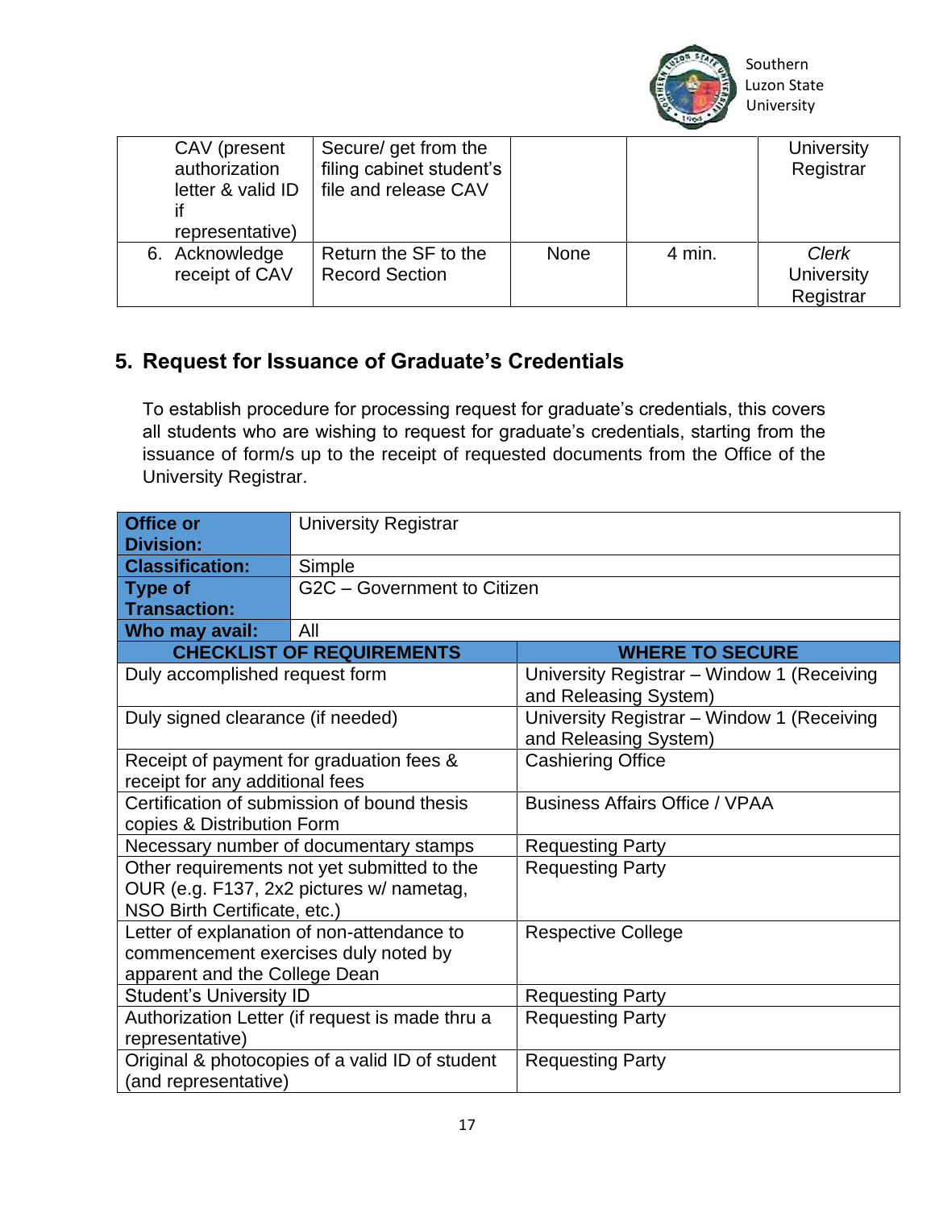| | | | | |
|---|---|---|---|---|
| CAV (present authorization letter & valid ID if representative) | Secure/ get from the filing cabinet student's file and release CAV | | | University Registrar |
| 6. Acknowledge receipt of CAV | Return the SF to the Record Section | None | 4 min. | *Clerk* University Registrar |

## 5. Request for Issuance of Graduate's Credentials

To establish procedure for processing request for graduate's credentials, this covers all students who are wishing to request for graduate's credentials, starting from the issuance of form/s up to the receipt of requested documents from the Office of the University Registrar.

| **Office or Division:** | University Registrar |
|---|---|
| **Classification:** | Simple |
| **Type of Transaction:** | G2C – Government to Citizen |
| **Who may avail:** | All |

| **CHECKLIST OF REQUIREMENTS** | **WHERE TO SECURE** |
|---|---|
| Duly accomplished request form | University Registrar – Window 1 (Receiving and Releasing System) |
| Duly signed clearance (if needed) | University Registrar – Window 1 (Receiving and Releasing System) |
| Receipt of payment for graduation fees & receipt for any additional fees | Cashiering Office |
| Certification of submission of bound thesis copies & Distribution Form | Business Affairs Office / VPAA |
| Necessary number of documentary stamps | Requesting Party |
| Other requirements not yet submitted to the OUR (e.g. F137, 2x2 pictures w/ nametag, NSO Birth Certificate, etc.) | Requesting Party |
| Letter of explanation of non-attendance to commencement exercises duly noted by apparent and the College Dean | Respective College |
| Student's University ID | Requesting Party |
| Authorization Letter (if request is made thru a representative) | Requesting Party |
| Original & photocopies of a valid ID of student (and representative) | Requesting Party |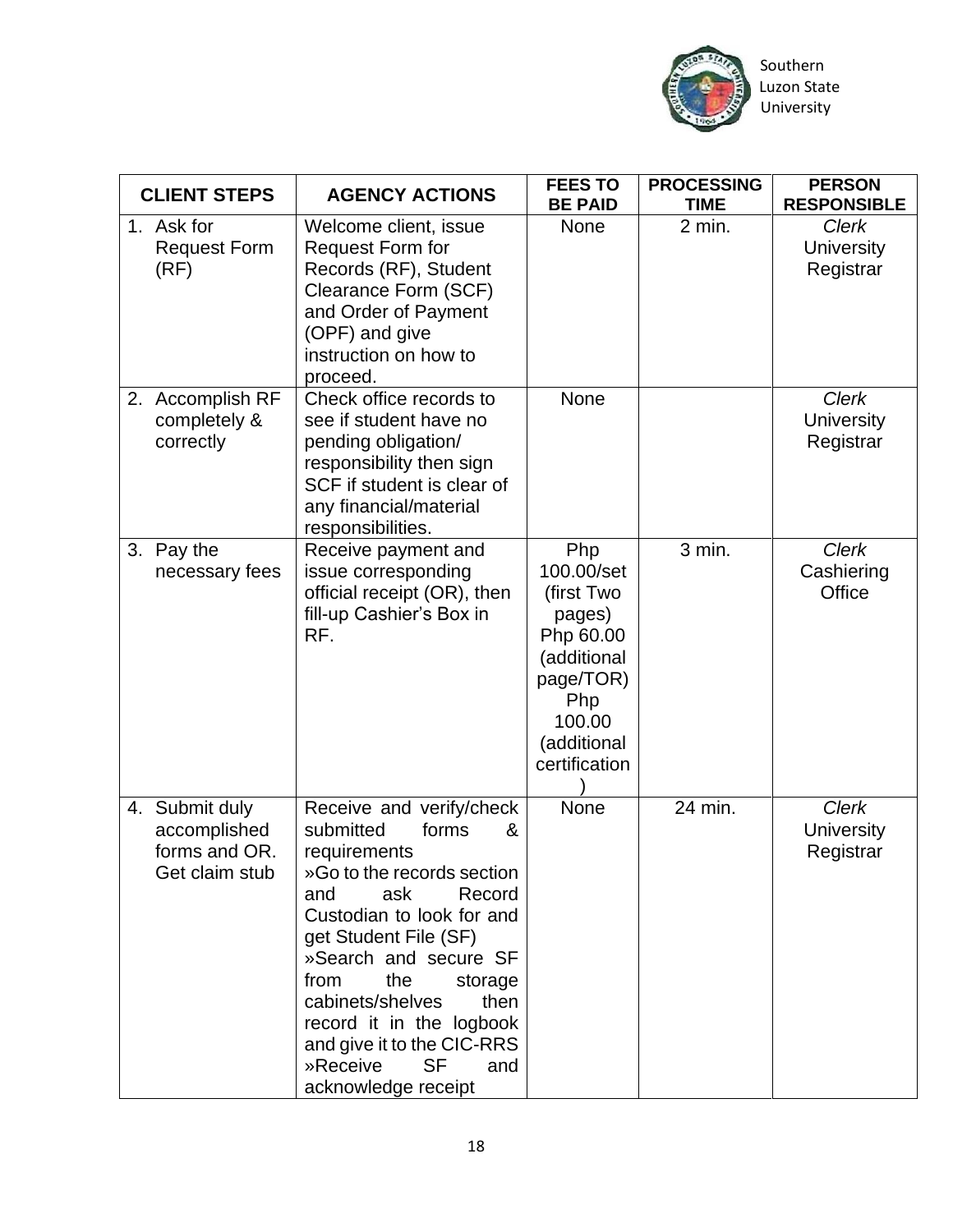| CLIENT STEPS | AGENCY ACTIONS | FEES TO BE PAID | PROCESSING TIME | PERSON RESPONSIBLE |
|---|---|---|---|---|
| 1. Ask for Request Form (RF) | Welcome client, issue Request Form for Records (RF), Student Clearance Form (SCF) and Order of Payment (OPF) and give instruction on how to proceed. | None | 2 min. | *Clerk* University Registrar |
| 2. Accomplish RF completely & correctly | Check office records to see if student have no pending obligation/ responsibility then sign SCF if student is clear of any financial/material responsibilities. | None | | *Clerk* University Registrar |
| 3. Pay the necessary fees | Receive payment and issue corresponding official receipt (OR), then fill-up Cashier's Box in RF. | Php 100.00/set (first Two pages) Php 60.00 (additional page/TOR) Php 100.00 (additional certification) | 3 min. | *Clerk* Cashiering Office |
| 4. Submit duly accomplished forms and OR. Get claim stub | Receive and verify/check submitted forms & requirements<br>»Go to the records section and ask Record Custodian to look for and get Student File (SF)<br>»Search and secure SF from the storage cabinets/shelves then record it in the logbook and give it to the CIC-RRS<br>»Receive SF and acknowledge receipt | None | 24 min. | *Clerk* University Registrar |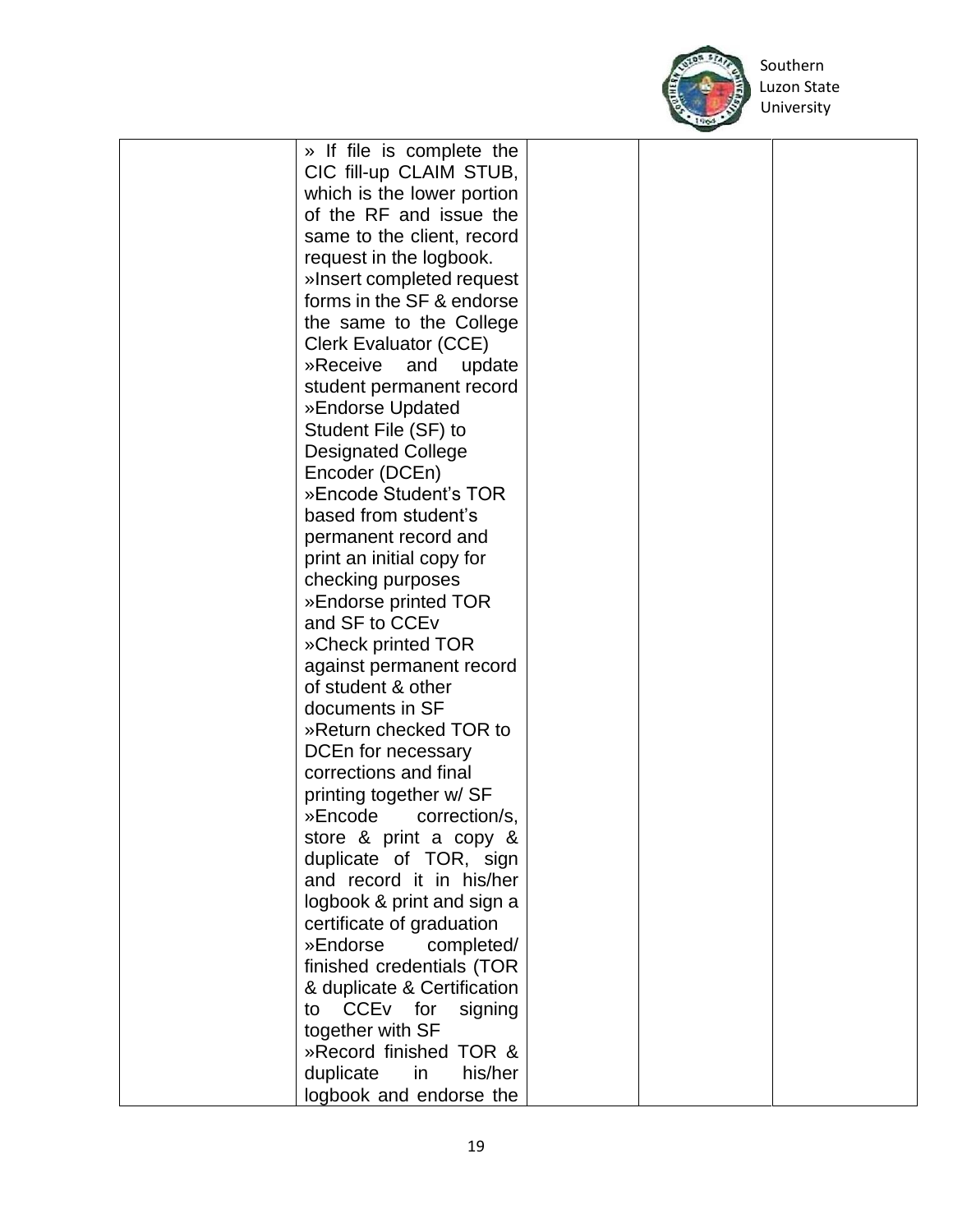| | | | | |
|---|---|---|---|---|
| | » If file is complete the CIC fill-up CLAIM STUB, which is the lower portion of the RF and issue the same to the client, record request in the logbook.<br>»Insert completed request forms in the SF & endorse the same to the College Clerk Evaluator (CCE)<br>»Receive and update student permanent record<br>»Endorse Updated Student File (SF) to Designated College Encoder (DCEn)<br>»Encode Student's TOR based from student's permanent record and print an initial copy for checking purposes<br>»Endorse printed TOR and SF to CCEv<br>»Check printed TOR against permanent record of student & other documents in SF<br>»Return checked TOR to DCEn for necessary corrections and final printing together w/ SF<br>»Encode correction/s, store & print a copy & duplicate of TOR, sign and record it in his/her logbook & print and sign a certificate of graduation<br>»Endorse completed/ finished credentials (TOR & duplicate & Certification to CCEv for signing together with SF<br>»Record finished TOR & duplicate in his/her logbook and endorse the | | | |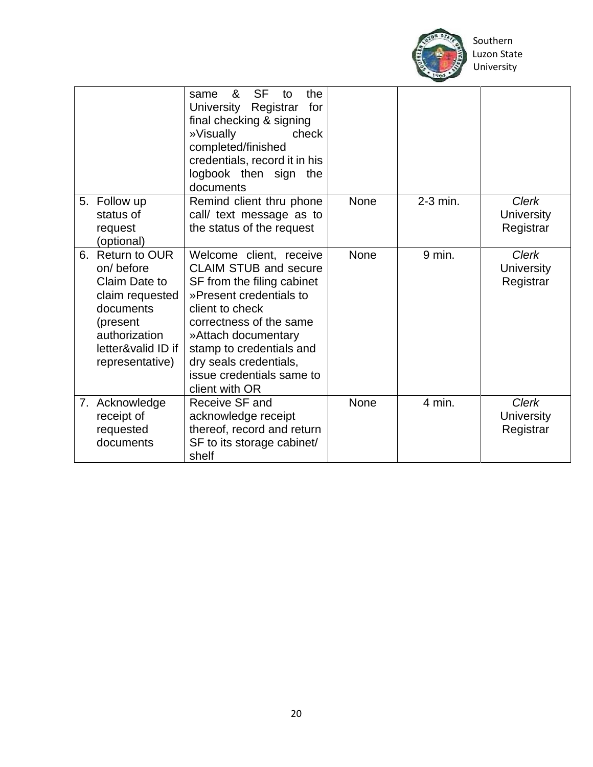| | | | | |
|---|---|---|---|---|
| | same & SF to the University Registrar for final checking & signing<br>»Visually check completed/finished credentials, record it in his logbook then sign the documents | | | |
| 5. Follow up status of request (optional) | Remind client thru phone call/ text message as to the status of the request | None | 2-3 min. | *Clerk*<br>University Registrar |
| 6. Return to OUR on/ before Claim Date to claim requested documents (present authorization letter&valid ID if representative) | Welcome client, receive CLAIM STUB and secure SF from the filing cabinet<br>»Present credentials to client to check correctness of the same<br>»Attach documentary stamp to credentials and dry seals credentials, issue credentials same to client with OR | None | 9 min. | *Clerk*<br>University Registrar |
| 7. Acknowledge receipt of requested documents | Receive SF and acknowledge receipt thereof, record and return SF to its storage cabinet/ shelf | None | 4 min. | *Clerk*<br>University Registrar |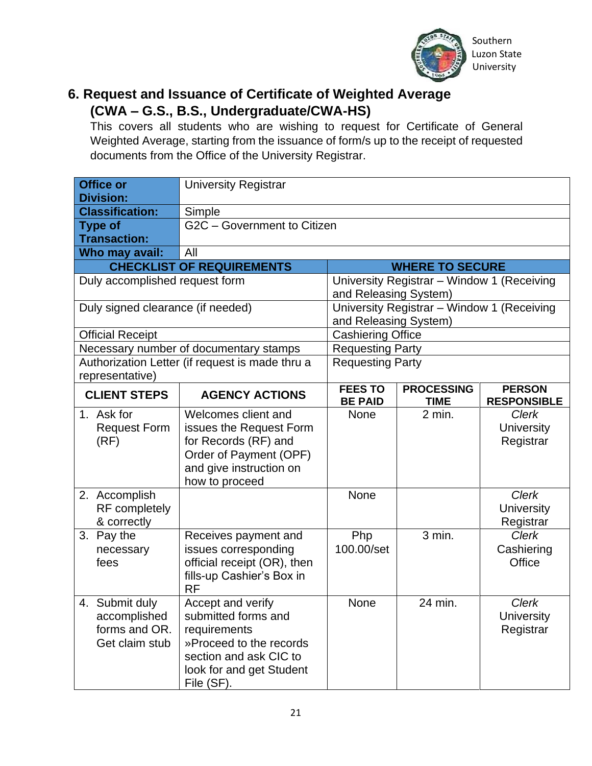## 6. Request and Issuance of Certificate of Weighted Average (CWA – G.S., B.S., Undergraduate/CWA-HS)

This covers all students who are wishing to request for Certificate of General Weighted Average, starting from the issuance of form/s up to the receipt of requested documents from the Office of the University Registrar.

| **Office or Division:** | University Registrar | | | |
|---|---|---|---|---|
| **Classification:** | Simple | | | |
| **Type of Transaction:** | G2C – Government to Citizen | | | |
| **Who may avail:** | All | | | |
| **CHECKLIST OF REQUIREMENTS** | | **WHERE TO SECURE** | | |
| Duly accomplished request form | | University Registrar – Window 1 (Receiving and Releasing System) | | |
| Duly signed clearance (if needed) | | University Registrar – Window 1 (Receiving and Releasing System) | | |
| Official Receipt | | Cashiering Office | | |
| Necessary number of documentary stamps | | Requesting Party | | |
| Authorization Letter (if request is made thru a representative) | | Requesting Party | | |
| **CLIENT STEPS** | **AGENCY ACTIONS** | **FEES TO BE PAID** | **PROCESSING TIME** | **PERSON RESPONSIBLE** |
| 1. Ask for Request Form (RF) | Welcomes client and issues the Request Form for Records (RF) and Order of Payment (OPF) and give instruction on how to proceed | None | 2 min. | *Clerk* University Registrar |
| 2. Accomplish RF completely & correctly | | None | | *Clerk* University Registrar |
| 3. Pay the necessary fees | Receives payment and issues corresponding official receipt (OR), then fills-up Cashier's Box in RF | Php 100.00/set | 3 min. | *Clerk* Cashiering Office |
| 4. Submit duly accomplished forms and OR. Get claim stub | Accept and verify submitted forms and requirements »Proceed to the records section and ask CIC to look for and get Student File (SF). | None | 24 min. | *Clerk* University Registrar |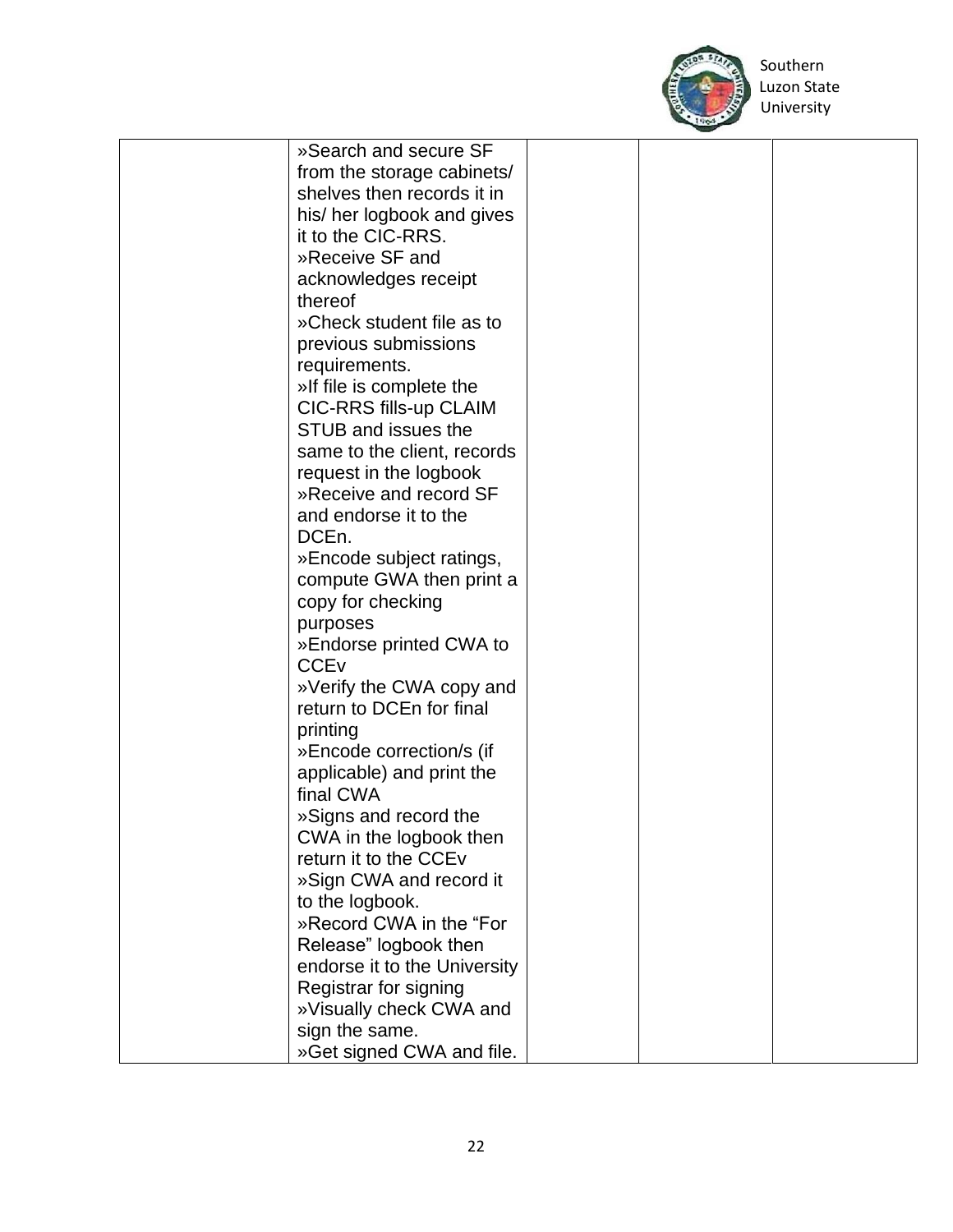|  | »Search and secure SF from the storage cabinets/ shelves then records it in his/ her logbook and gives it to the CIC-RRS.<br>»Receive SF and acknowledges receipt thereof<br>»Check student file as to previous submissions requirements.<br>»If file is complete the CIC-RRS fills-up CLAIM STUB and issues the same to the client, records request in the logbook<br>»Receive and record SF and endorse it to the DCEn.<br>»Encode subject ratings, compute GWA then print a copy for checking purposes<br>»Endorse printed CWA to CCEv<br>»Verify the CWA copy and return to DCEn for final printing<br>»Encode correction/s (if applicable) and print the final CWA<br>»Signs and record the CWA in the logbook then return it to the CCEv<br>»Sign CWA and record it to the logbook.<br>»Record CWA in the "For Release" logbook then endorse it to the University Registrar for signing<br>»Visually check CWA and sign the same.<br>»Get signed CWA and file. |  |  |  |
|---|---|---|---|---|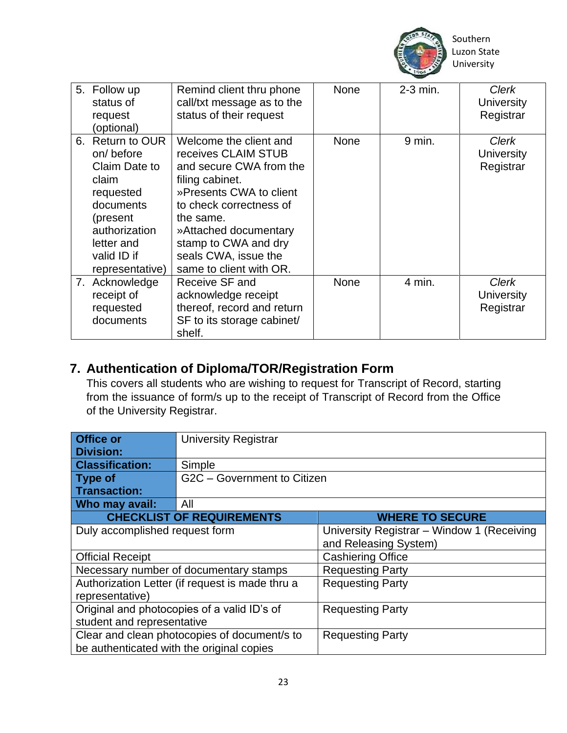| 5. Follow up status of request (optional) | Remind client thru phone call/txt message as to the status of their request | None | 2-3 min. | *Clerk* University Registrar |
|---|---|---|---|---|
| 6. Return to OUR on/ before Claim Date to claim requested documents (present authorization letter and valid ID if representative) | Welcome the client and receives CLAIM STUB and secure CWA from the filing cabinet. »Presents CWA to client to check correctness of the same. »Attached documentary stamp to CWA and dry seals CWA, issue the same to client with OR. | None | 9 min. | *Clerk* University Registrar |
| 7. Acknowledge receipt of requested documents | Receive SF and acknowledge receipt thereof, record and return SF to its storage cabinet/ shelf. | None | 4 min. | *Clerk* University Registrar |

## 7. Authentication of Diploma/TOR/Registration Form

This covers all students who are wishing to request for Transcript of Record, starting from the issuance of form/s up to the receipt of Transcript of Record from the Office of the University Registrar.

| **Office or Division:** | University Registrar |
|---|---|
| **Classification:** | Simple |
| **Type of Transaction:** | G2C – Government to Citizen |
| **Who may avail:** | All |

| **CHECKLIST OF REQUIREMENTS** | **WHERE TO SECURE** |
|---|---|
| Duly accomplished request form | University Registrar – Window 1 (Receiving and Releasing System) |
| Official Receipt | Cashiering Office |
| Necessary number of documentary stamps | Requesting Party |
| Authorization Letter (if request is made thru a representative) | Requesting Party |
| Original and photocopies of a valid ID's of student and representative | Requesting Party |
| Clear and clean photocopies of document/s to be authenticated with the original copies | Requesting Party |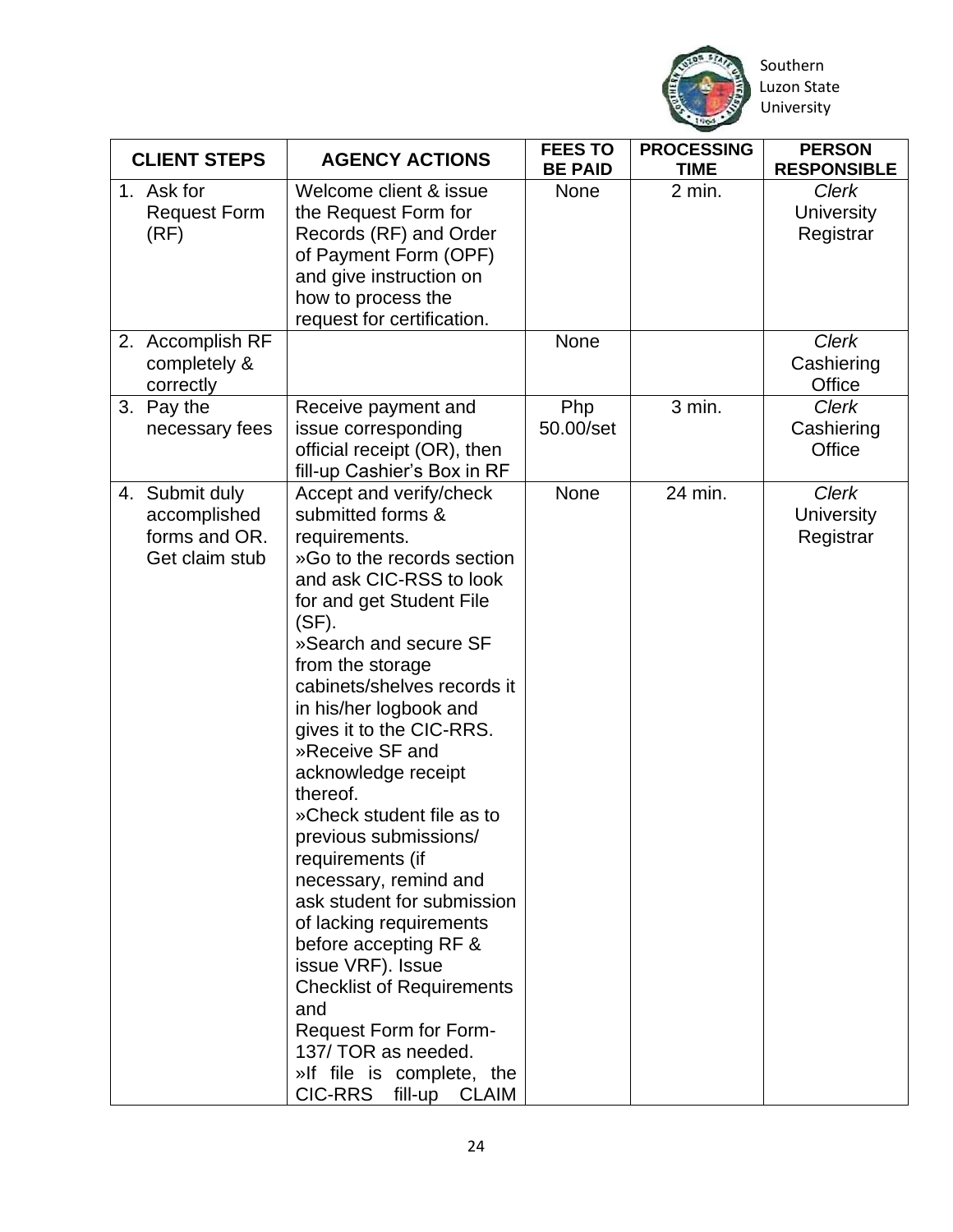| CLIENT STEPS | AGENCY ACTIONS | FEES TO BE PAID | PROCESSING TIME | PERSON RESPONSIBLE |
|---|---|---|---|---|
| 1. Ask for Request Form (RF) | Welcome client & issue the Request Form for Records (RF) and Order of Payment Form (OPF) and give instruction on how to process the request for certification. | None | 2 min. | *Clerk* University Registrar |
| 2. Accomplish RF completely & correctly | | None | | *Clerk* Cashiering Office |
| 3. Pay the necessary fees | Receive payment and issue corresponding official receipt (OR), then fill-up Cashier's Box in RF | Php 50.00/set | 3 min. | *Clerk* Cashiering Office |
| 4. Submit duly accomplished forms and OR. Get claim stub | Accept and verify/check submitted forms & requirements.<br>»Go to the records section and ask CIC-RSS to look for and get Student File (SF).<br>»Search and secure SF from the storage cabinets/shelves records it in his/her logbook and gives it to the CIC-RRS.<br>»Receive SF and acknowledge receipt thereof.<br>»Check student file as to previous submissions/ requirements (if necessary, remind and ask student for submission of lacking requirements before accepting RF & issue VRF). Issue Checklist of Requirements and<br>Request Form for Form-137/ TOR as needed.<br>»If file is complete, the CIC-RRS fill-up CLAIM | None | 24 min. | *Clerk* University Registrar |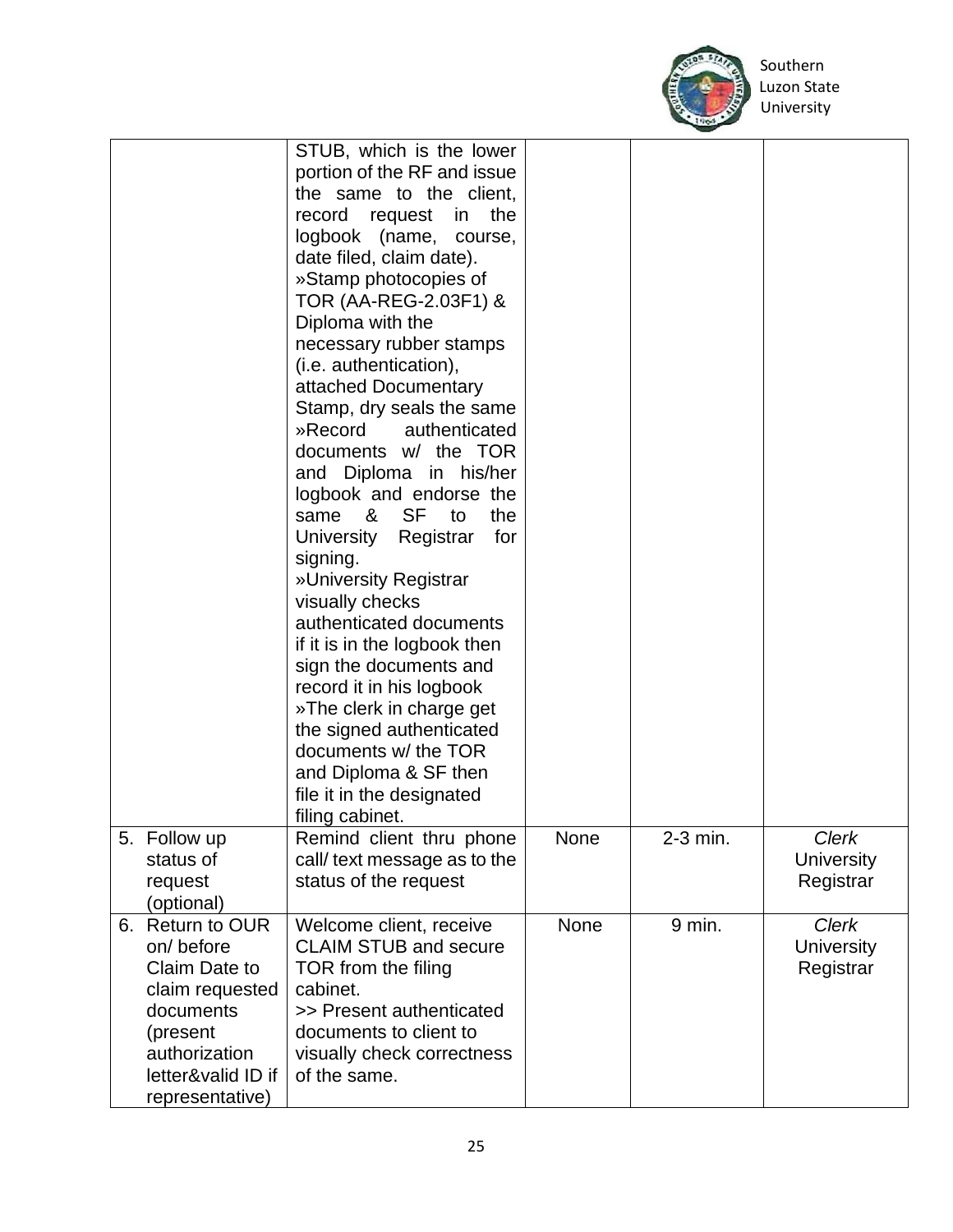| | | | | |
|---|---|---|---|---|
| | STUB, which is the lower portion of the RF and issue the same to the client, record request in the logbook (name, course, date filed, claim date).<br>»Stamp photocopies of TOR (AA-REG-2.03F1) & Diploma with the necessary rubber stamps (i.e. authentication), attached Documentary Stamp, dry seals the same<br>»Record authenticated documents w/ the TOR and Diploma in his/her logbook and endorse the same & SF to the University Registrar for signing.<br>»University Registrar visually checks authenticated documents if it is in the logbook then sign the documents and record it in his logbook<br>»The clerk in charge get the signed authenticated documents w/ the TOR and Diploma & SF then file it in the designated filing cabinet. | | | |
| 5. Follow up status of request (optional) | Remind client thru phone call/ text message as to the status of the request | None | 2-3 min. | *Clerk*<br>University Registrar |
| 6. Return to OUR on/ before Claim Date to claim requested documents (present authorization letter&valid ID if representative) | Welcome client, receive CLAIM STUB and secure TOR from the filing cabinet.<br>>> Present authenticated documents to client to visually check correctness of the same. | None | 9 min. | *Clerk*<br>University Registrar |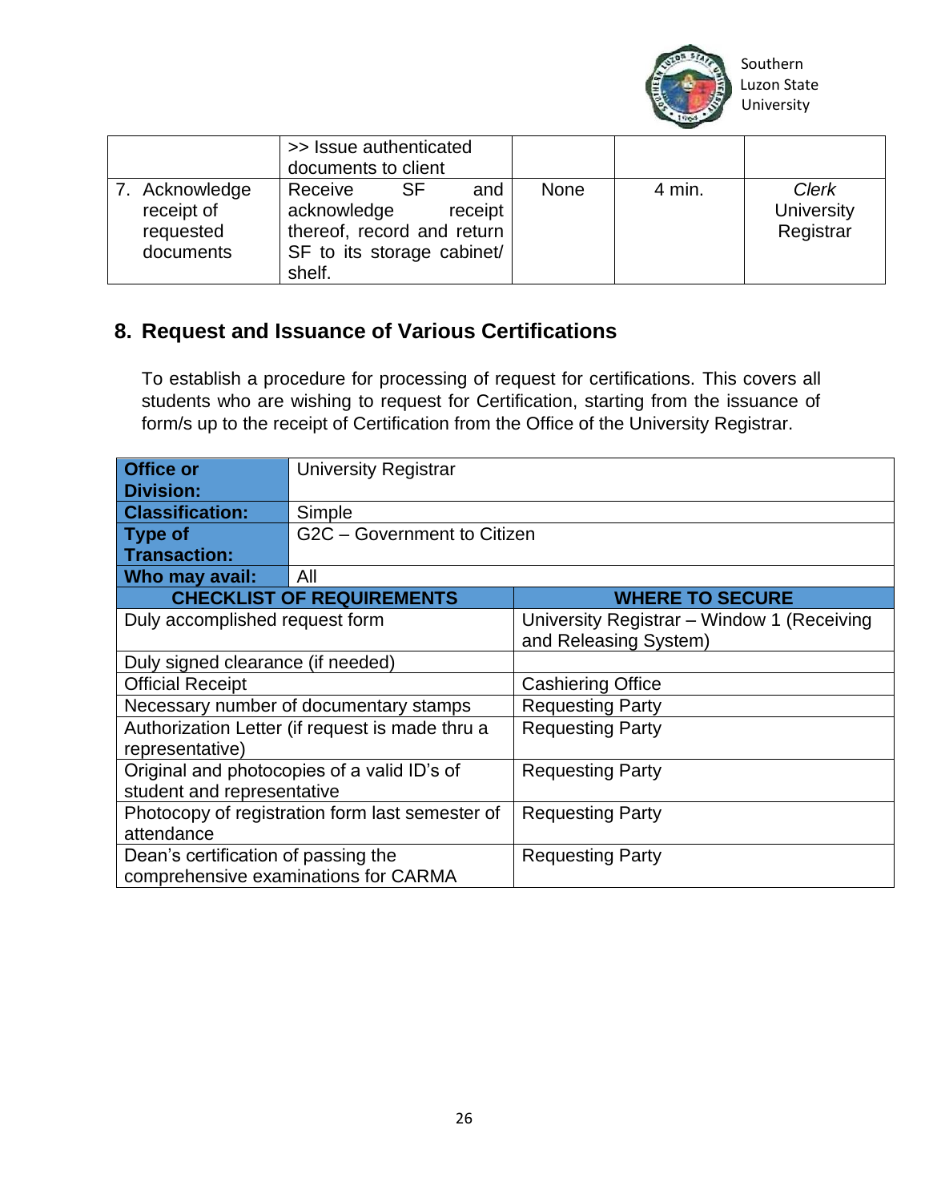| | | | | |
|---|---|---|---|---|
| | >> Issue authenticated documents to client | | | |
| 7. Acknowledge receipt of requested documents | Receive SF and acknowledge receipt thereof, record and return SF to its storage cabinet/ shelf. | None | 4 min. | *Clerk* University Registrar |

## 8. Request and Issuance of Various Certifications

To establish a procedure for processing of request for certifications. This covers all students who are wishing to request for Certification, starting from the issuance of form/s up to the receipt of Certification from the Office of the University Registrar.

| | |
|---|---|
| **Office or Division:** | University Registrar |
| **Classification:** | Simple |
| **Type of Transaction:** | G2C – Government to Citizen |
| **Who may avail:** | All |
| **CHECKLIST OF REQUIREMENTS** | **WHERE TO SECURE** |
| Duly accomplished request form | University Registrar – Window 1 (Receiving and Releasing System) |
| Duly signed clearance (if needed) | |
| Official Receipt | Cashiering Office |
| Necessary number of documentary stamps | Requesting Party |
| Authorization Letter (if request is made thru a representative) | Requesting Party |
| Original and photocopies of a valid ID's of student and representative | Requesting Party |
| Photocopy of registration form last semester of attendance | Requesting Party |
| Dean's certification of passing the comprehensive examinations for CARMA | Requesting Party |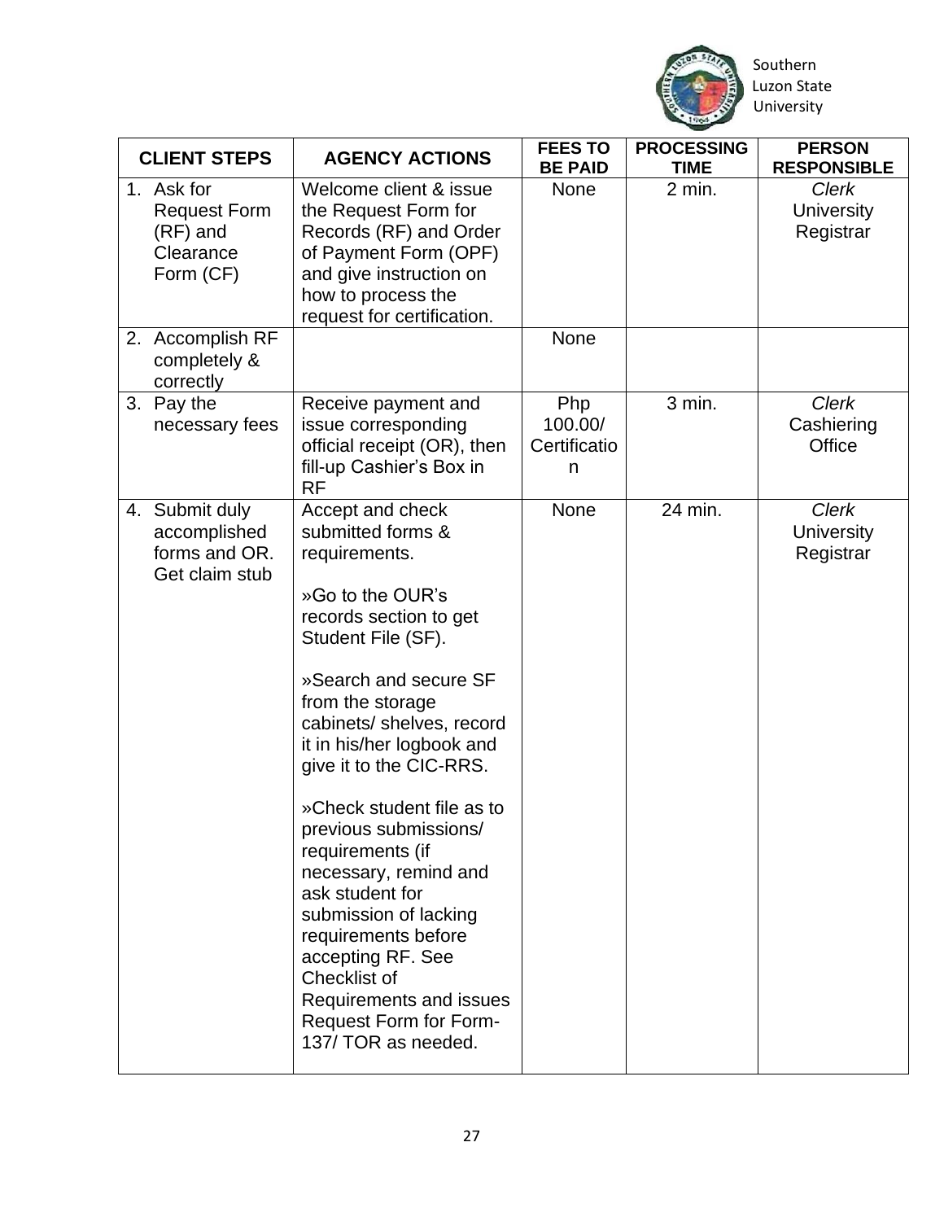| CLIENT STEPS | AGENCY ACTIONS | FEES TO BE PAID | PROCESSING TIME | PERSON RESPONSIBLE |
|---|---|---|---|---|
| 1. Ask for Request Form (RF) and Clearance Form (CF) | Welcome client & issue the Request Form for Records (RF) and Order of Payment Form (OPF) and give instruction on how to process the request for certification. | None | 2 min. | *Clerk* University Registrar |
| 2. Accomplish RF completely & correctly | | None | | |
| 3. Pay the necessary fees | Receive payment and issue corresponding official receipt (OR), then fill-up Cashier's Box in RF | Php 100.00/ Certification | 3 min. | *Clerk* Cashiering Office |
| 4. Submit duly accomplished forms and OR. Get claim stub | Accept and check submitted forms & requirements.<br><br>»Go to the OUR's records section to get Student File (SF).<br><br>»Search and secure SF from the storage cabinets/ shelves, record it in his/her logbook and give it to the CIC-RRS.<br><br>»Check student file as to previous submissions/ requirements (if necessary, remind and ask student for submission of lacking requirements before accepting RF. See Checklist of Requirements and issues Request Form for Form-137/ TOR as needed. | None | 24 min. | *Clerk* University Registrar |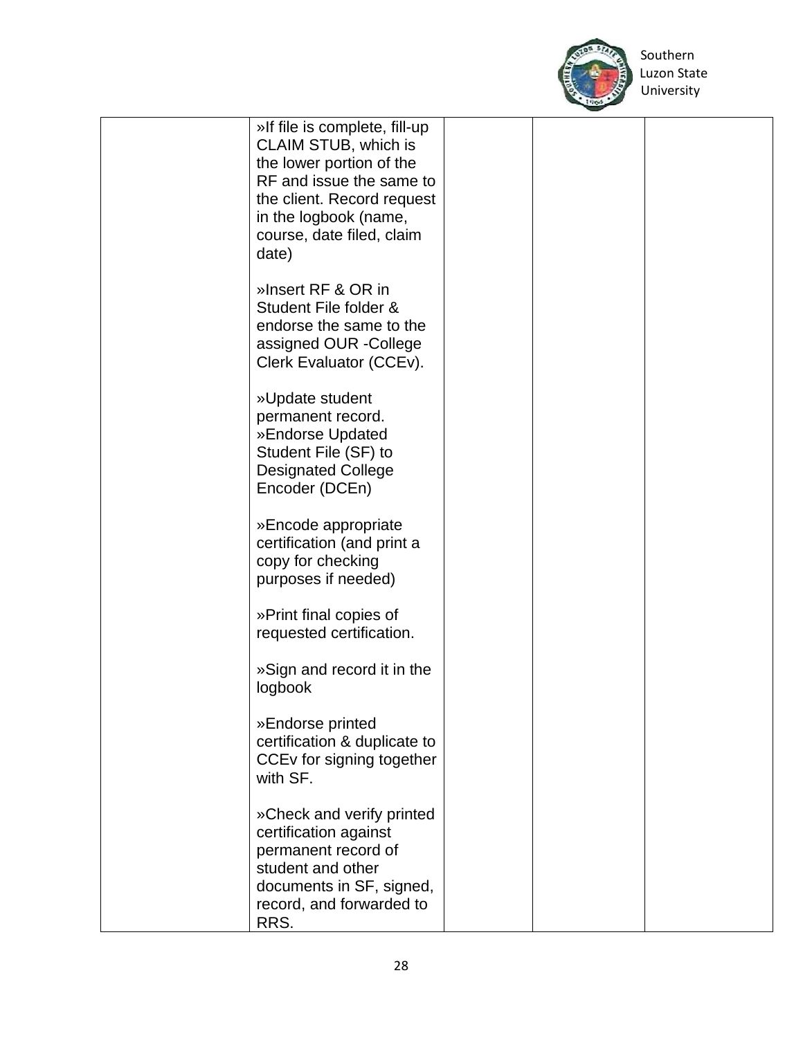| | | | | |
|---|---|---|---|---|
| | »If file is complete, fill-up CLAIM STUB, which is the lower portion of the RF and issue the same to the client. Record request in the logbook (name, course, date filed, claim date)<br><br>»Insert RF & OR in Student File folder & endorse the same to the assigned OUR -College Clerk Evaluator (CCEv).<br><br>»Update student permanent record.<br>»Endorse Updated Student File (SF) to Designated College Encoder (DCEn)<br><br>»Encode appropriate certification (and print a copy for checking purposes if needed)<br><br>»Print final copies of requested certification.<br><br>»Sign and record it in the logbook<br><br>»Endorse printed certification & duplicate to CCEv for signing together with SF.<br><br>»Check and verify printed certification against permanent record of student and other documents in SF, signed, record, and forwarded to RRS. | | | |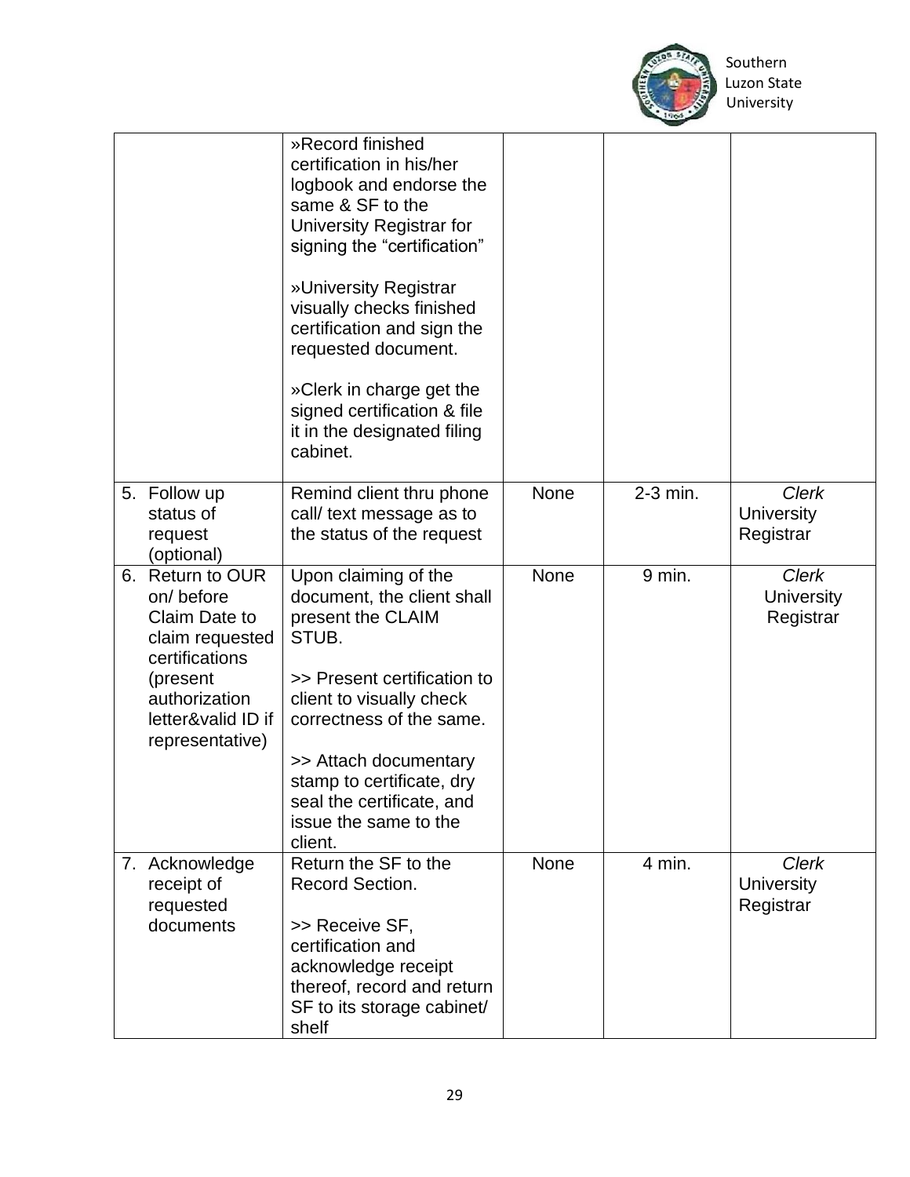| | | | | |
|---|---|---|---|---|
| | »Record finished certification in his/her logbook and endorse the same & SF to the University Registrar for signing the "certification"<br><br>»University Registrar visually checks finished certification and sign the requested document.<br><br>»Clerk in charge get the signed certification & file it in the designated filing cabinet. | | | |
| 5. Follow up status of request (optional) | Remind client thru phone call/ text message as to the status of the request | None | 2-3 min. | *Clerk*<br>University Registrar |
| 6. Return to OUR on/ before Claim Date to claim requested certifications (present authorization letter&valid ID if representative) | Upon claiming of the document, the client shall present the CLAIM STUB.<br><br>>> Present certification to client to visually check correctness of the same.<br><br>>> Attach documentary stamp to certificate, dry seal the certificate, and issue the same to the client. | None | 9 min. | *Clerk*<br>University Registrar |
| 7. Acknowledge receipt of requested documents | Return the SF to the Record Section.<br><br>>> Receive SF, certification and acknowledge receipt thereof, record and return SF to its storage cabinet/ shelf | None | 4 min. | *Clerk*<br>University Registrar |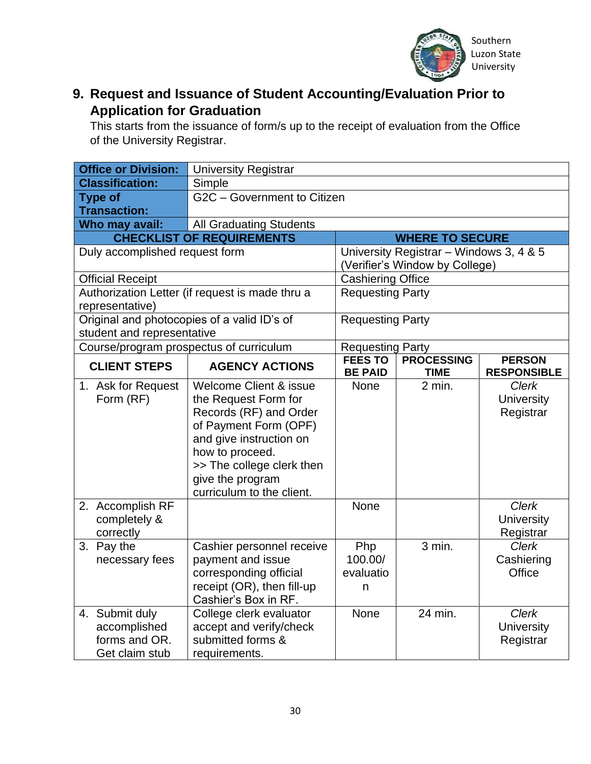## 9. Request and Issuance of Student Accounting/Evaluation Prior to Application for Graduation

This starts from the issuance of form/s up to the receipt of evaluation from the Office of the University Registrar.

| **Office or Division:** | University Registrar | | | |
|---|---|---|---|---|
| **Classification:** | Simple | | | |
| **Type of Transaction:** | G2C – Government to Citizen | | | |
| **Who may avail:** | All Graduating Students | | | |
| **CHECKLIST OF REQUIREMENTS** | | **WHERE TO SECURE** | | |
| Duly accomplished request form | | University Registrar – Windows 3, 4 & 5 (Verifier's Window by College) | | |
| Official Receipt | | Cashiering Office | | |
| Authorization Letter (if request is made thru a representative) | | Requesting Party | | |
| Original and photocopies of a valid ID's of student and representative | | Requesting Party | | |
| Course/program prospectus of curriculum | | Requesting Party | | |
| **CLIENT STEPS** | **AGENCY ACTIONS** | **FEES TO BE PAID** | **PROCESSING TIME** | **PERSON RESPONSIBLE** |
| 1. Ask for Request Form (RF) | Welcome Client & issue the Request Form for Records (RF) and Order of Payment Form (OPF) and give instruction on how to proceed. >> The college clerk then give the program curriculum to the client. | None | 2 min. | *Clerk* University Registrar |
| 2. Accomplish RF completely & correctly | | None | | *Clerk* University Registrar |
| 3. Pay the necessary fees | Cashier personnel receive payment and issue corresponding official receipt (OR), then fill-up Cashier's Box in RF. | Php 100.00/ evaluation | 3 min. | *Clerk* Cashiering Office |
| 4. Submit duly accomplished forms and OR. Get claim stub | College clerk evaluator accept and verify/check submitted forms & requirements. | None | 24 min. | *Clerk* University Registrar |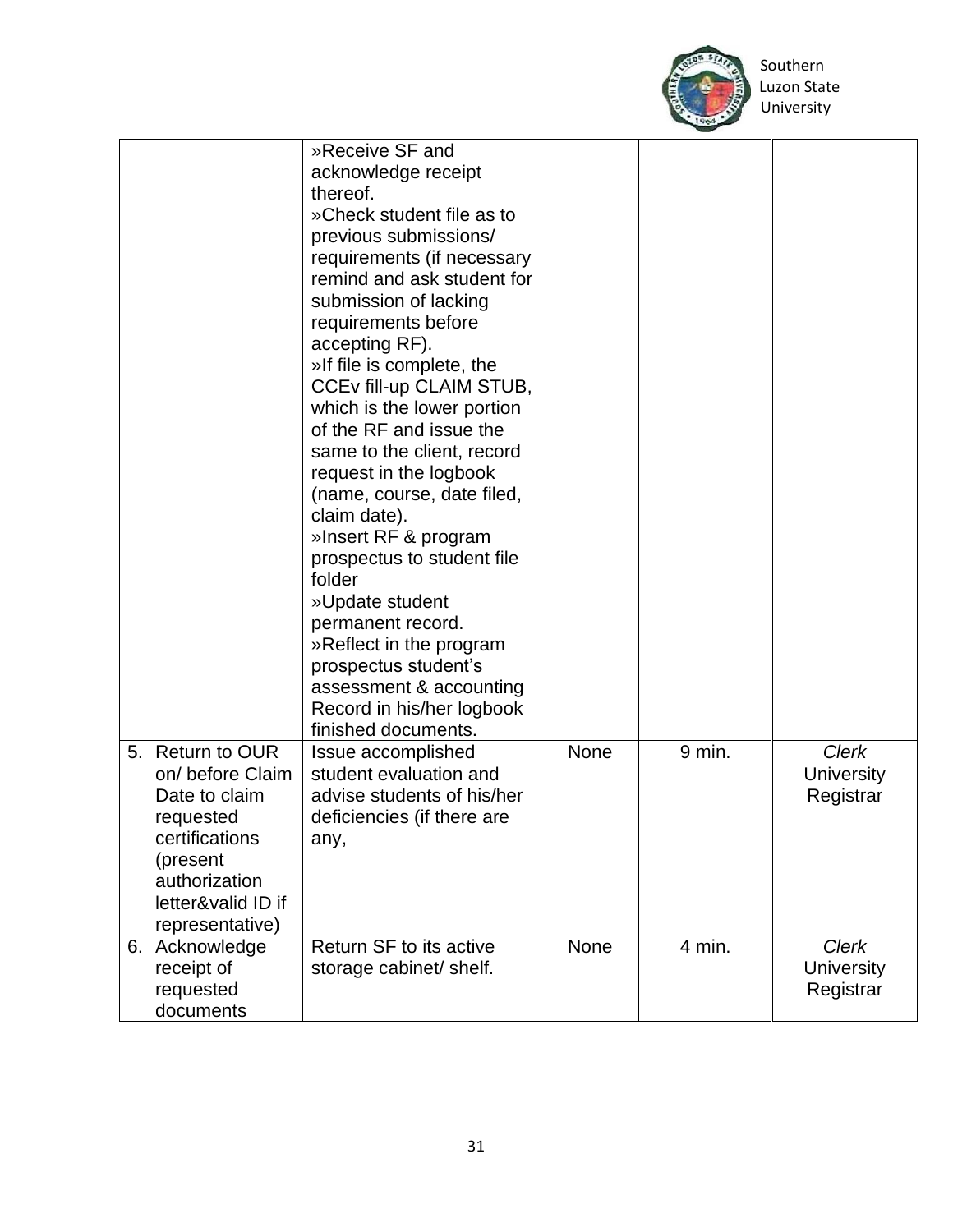| | | | | |
|---|---|---|---|---|
| | »Receive SF and acknowledge receipt thereof.<br>»Check student file as to previous submissions/ requirements (if necessary remind and ask student for submission of lacking requirements before accepting RF).<br>»If file is complete, the CCEv fill-up CLAIM STUB, which is the lower portion of the RF and issue the same to the client, record request in the logbook (name, course, date filed, claim date).<br>»Insert RF & program prospectus to student file folder<br>»Update student permanent record.<br>»Reflect in the program prospectus student's assessment & accounting Record in his/her logbook finished documents. | | | |
| 5. Return to OUR on/ before Claim Date to claim requested certifications (present authorization letter&valid ID if representative) | Issue accomplished student evaluation and advise students of his/her deficiencies (if there are any, | None | 9 min. | *Clerk*<br>University Registrar |
| 6. Acknowledge receipt of requested documents | Return SF to its active storage cabinet/ shelf. | None | 4 min. | *Clerk*<br>University Registrar |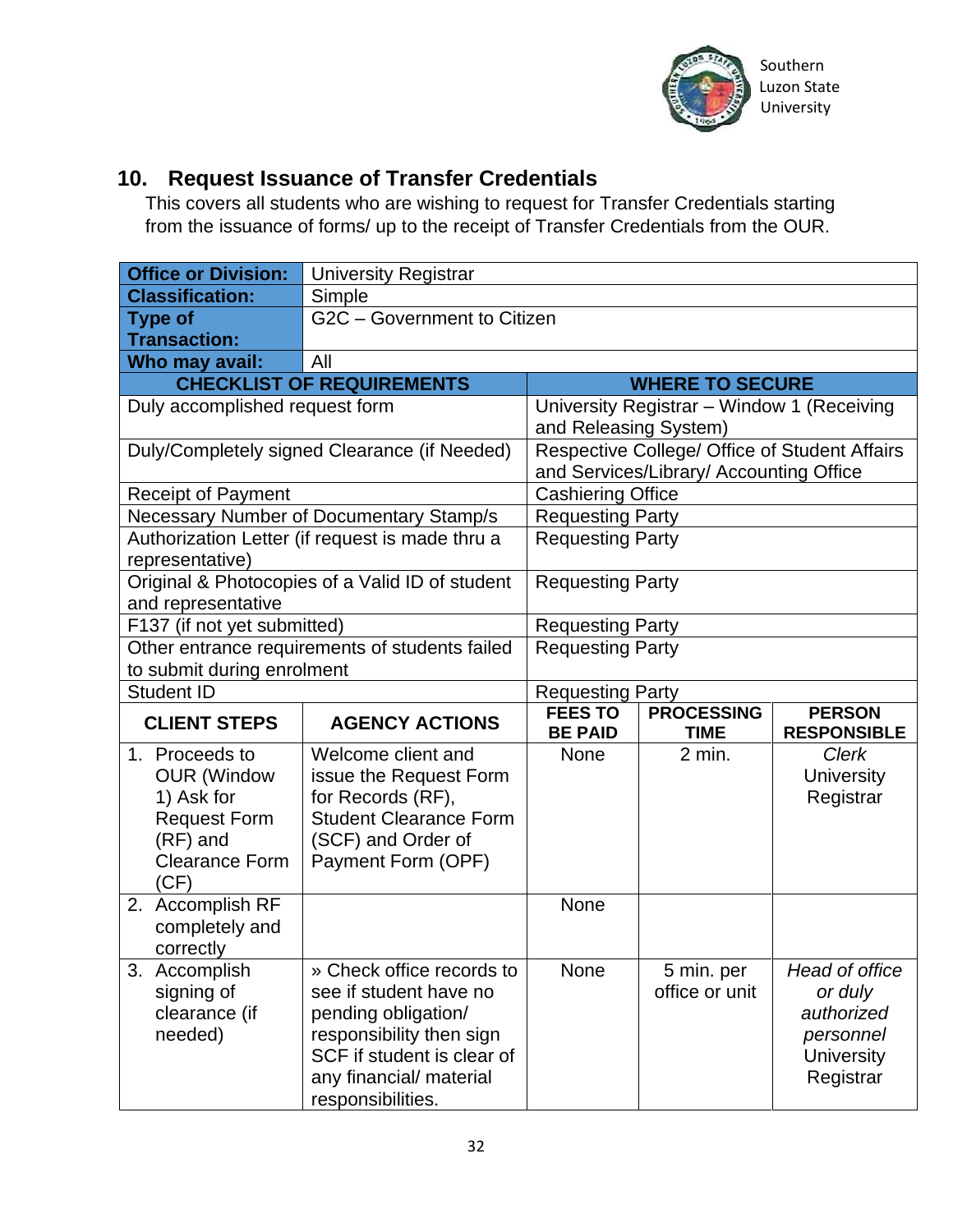## 10. Request Issuance of Transfer Credentials

This covers all students who are wishing to request for Transfer Credentials starting from the issuance of forms/ up to the receipt of Transfer Credentials from the OUR.

| **Office or Division:** | University Registrar |
|---|---|
| **Classification:** | Simple |
| **Type of Transaction:** | G2C – Government to Citizen |
| **Who may avail:** | All |

| **CHECKLIST OF REQUIREMENTS** | **WHERE TO SECURE** |
|---|---|
| Duly accomplished request form | University Registrar – Window 1 (Receiving and Releasing System) |
| Duly/Completely signed Clearance (if Needed) | Respective College/ Office of Student Affairs and Services/Library/ Accounting Office |
| Receipt of Payment | Cashiering Office |
| Necessary Number of Documentary Stamp/s | Requesting Party |
| Authorization Letter (if request is made thru a representative) | Requesting Party |
| Original & Photocopies of a Valid ID of student and representative | Requesting Party |
| F137 (if not yet submitted) | Requesting Party |
| Other entrance requirements of students failed to submit during enrolment | Requesting Party |
| Student ID | Requesting Party |

| **CLIENT STEPS** | **AGENCY ACTIONS** | **FEES TO BE PAID** | **PROCESSING TIME** | **PERSON RESPONSIBLE** |
|---|---|---|---|---|
| 1. Proceeds to OUR (Window 1) Ask for Request Form (RF) and Clearance Form (CF) | Welcome client and issue the Request Form for Records (RF), Student Clearance Form (SCF) and Order of Payment Form (OPF) | None | 2 min. | *Clerk* University Registrar |
| 2. Accomplish RF completely and correctly | | None | | |
| 3. Accomplish signing of clearance (if needed) | » Check office records to see if student have no pending obligation/ responsibility then sign SCF if student is clear of any financial/ material responsibilities. | None | 5 min. per office or unit | *Head of office or duly authorized personnel* University Registrar |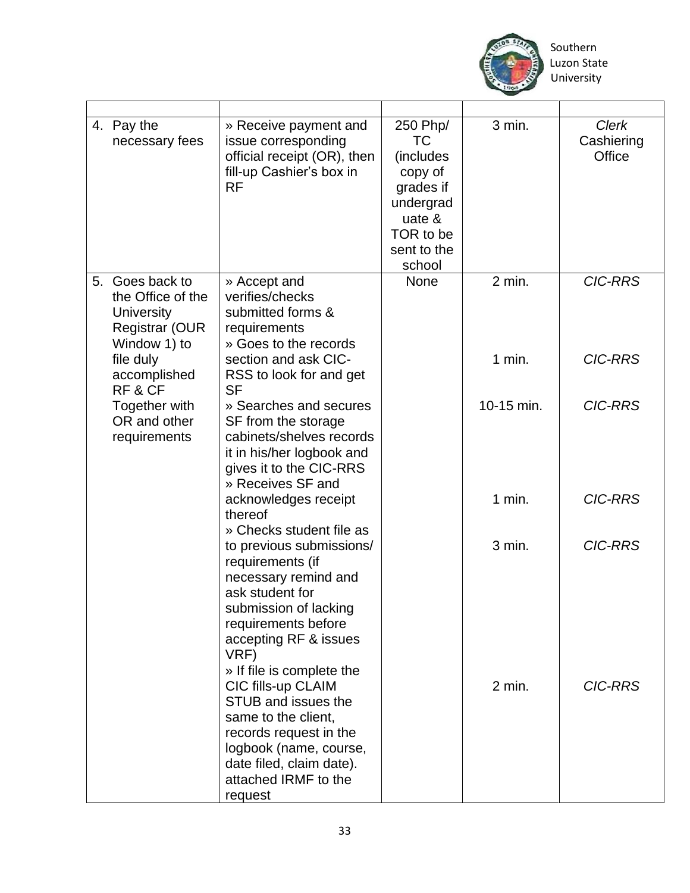| | | | | |
|---|---|---|---|---|
| 4. Pay the necessary fees | » Receive payment and issue corresponding official receipt (OR), then fill-up Cashier's box in RF | 250 Php/ TC (includes copy of grades if undergraduate & TOR to be sent to the school | 3 min. | *Clerk* Cashiering Office |
| 5. Goes back to the Office of the University Registrar (OUR Window 1) to file duly accomplished RF & CF Together with OR and other requirements | » Accept and verifies/checks submitted forms & requirements | None | 2 min. | *CIC-RRS* |
| | » Goes to the records section and ask CIC-RSS to look for and get SF | | 1 min. | *CIC-RRS* |
| | » Searches and secures SF from the storage cabinets/shelves records it in his/her logbook and gives it to the CIC-RRS | | 10-15 min. | *CIC-RRS* |
| | » Receives SF and acknowledges receipt thereof | | 1 min. | *CIC-RRS* |
| | » Checks student file as to previous submissions/ requirements (if necessary remind and ask student for submission of lacking requirements before accepting RF & issues VRF) | | 3 min. | *CIC-RRS* |
| | » If file is complete the CIC fills-up CLAIM STUB and issues the same to the client, records request in the logbook (name, course, date filed, claim date). attached IRMF to the request | | 2 min. | *CIC-RRS* |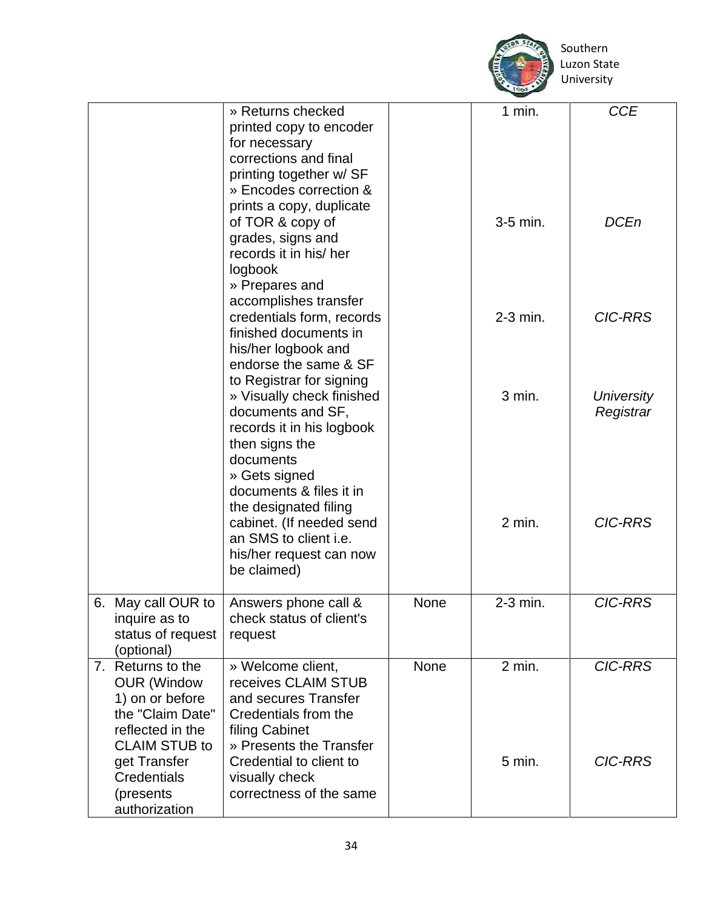| | | | | |
|---|---|---|---|---|
| | » Returns checked printed copy to encoder for necessary corrections and final printing together w/ SF<br>» Encodes correction & prints a copy, duplicate of TOR & copy of grades, signs and records it in his/ her logbook<br>» Prepares and accomplishes transfer credentials form, records finished documents in his/her logbook and endorse the same & SF to Registrar for signing<br>» Visually check finished documents and SF, records it in his logbook then signs the documents<br>» Gets signed documents & files it in the designated filing cabinet. (If needed send an SMS to client i.e. his/her request can now be claimed) | | 1 min.<br><br>3-5 min.<br><br>2-3 min.<br><br>3 min.<br><br>2 min. | *CCE*<br><br>*DCEn*<br><br>*CIC-RRS*<br><br>*University Registrar*<br><br>*CIC-RRS* |
| 6. May call OUR to inquire as to status of request (optional) | Answers phone call & check status of client's request | None | 2-3 min. | *CIC-RRS* |
| 7. Returns to the OUR (Window 1) on or before the "Claim Date" reflected in the CLAIM STUB to get Transfer Credentials (presents authorization | » Welcome client, receives CLAIM STUB and secures Transfer Credentials from the filing Cabinet<br>» Presents the Transfer Credential to client to visually check correctness of the same | None | 2 min.<br><br>5 min. | *CIC-RRS*<br><br>*CIC-RRS* |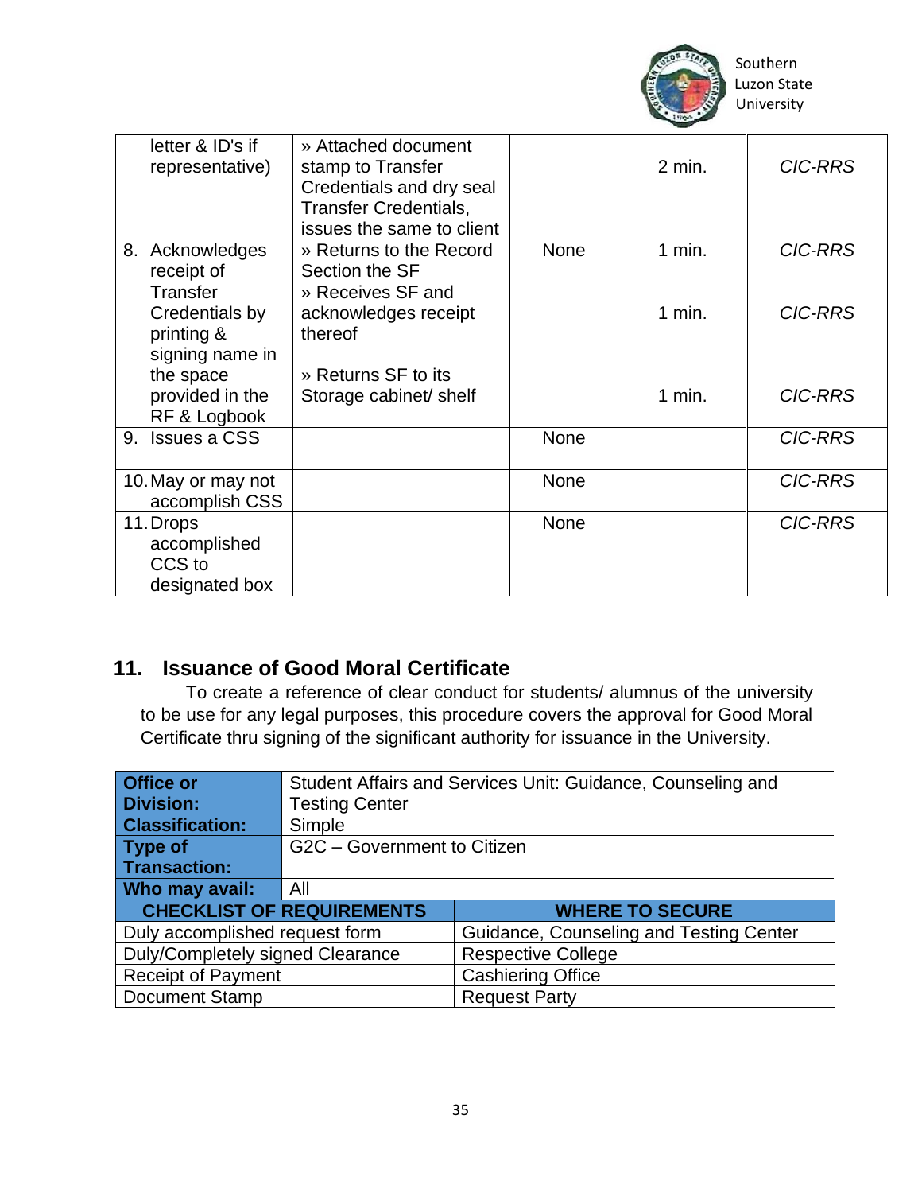| | | | | |
|---|---|---|---|---|
| letter & ID's if representative) | » Attached document stamp to Transfer Credentials and dry seal Transfer Credentials, issues the same to client | | 2 min. | *CIC-RRS* |
| 8. Acknowledges receipt of Transfer Credentials by printing & signing name in the space provided in the RF & Logbook | » Returns to the Record Section the SF<br>» Receives SF and acknowledges receipt thereof<br><br>» Returns SF to its Storage cabinet/ shelf | None | 1 min.<br><br>1 min.<br><br>1 min. | *CIC-RRS*<br><br>*CIC-RRS*<br><br>*CIC-RRS* |
| 9. Issues a CSS | | None | | *CIC-RRS* |
| 10. May or may not accomplish CSS | | None | | *CIC-RRS* |
| 11. Drops accomplished CCS to designated box | | None | | *CIC-RRS* |

## 11. Issuance of Good Moral Certificate

To create a reference of clear conduct for students/ alumnus of the university to be use for any legal purposes, this procedure covers the approval for Good Moral Certificate thru signing of the significant authority for issuance in the University.

| **Office or Division:** | Student Affairs and Services Unit: Guidance, Counseling and Testing Center |
|---|---|
| **Classification:** | Simple |
| **Type of Transaction:** | G2C – Government to Citizen |
| **Who may avail:** | All |

| **CHECKLIST OF REQUIREMENTS** | **WHERE TO SECURE** |
|---|---|
| Duly accomplished request form | Guidance, Counseling and Testing Center |
| Duly/Completely signed Clearance | Respective College |
| Receipt of Payment | Cashiering Office |
| Document Stamp | Request Party |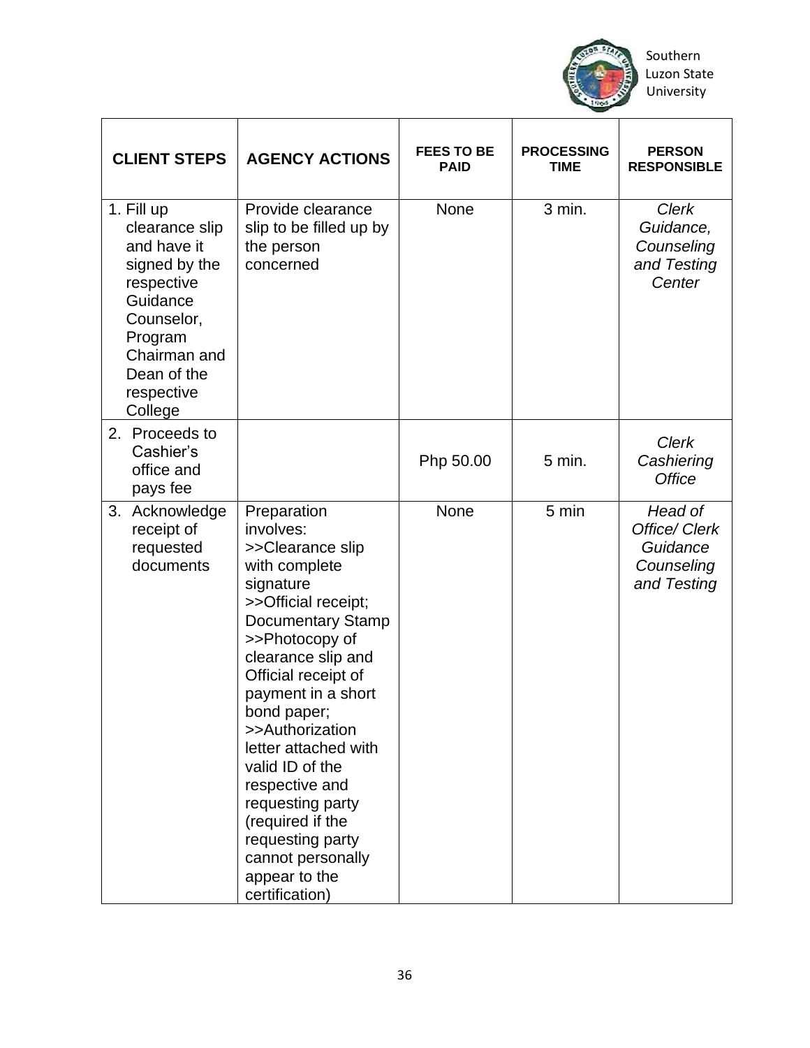| CLIENT STEPS | AGENCY ACTIONS | FEES TO BE PAID | PROCESSING TIME | PERSON RESPONSIBLE |
|---|---|---|---|---|
| 1. Fill up clearance slip and have it signed by the respective Guidance Counselor, Program Chairman and Dean of the respective College | Provide clearance slip to be filled up by the person concerned | None | 3 min. | *Clerk Guidance, Counseling and Testing Center* |
| 2. Proceeds to Cashier's office and pays fee | | Php 50.00 | 5 min. | *Clerk Cashiering Office* |
| 3. Acknowledge receipt of requested documents | Preparation involves: >>Clearance slip with complete signature >>Official receipt; Documentary Stamp >>Photocopy of clearance slip and Official receipt of payment in a short bond paper; >>Authorization letter attached with valid ID of the respective and requesting party (required if the requesting party cannot personally appear to the certification) | None | 5 min | *Head of Office/ Clerk Guidance Counseling and Testing* |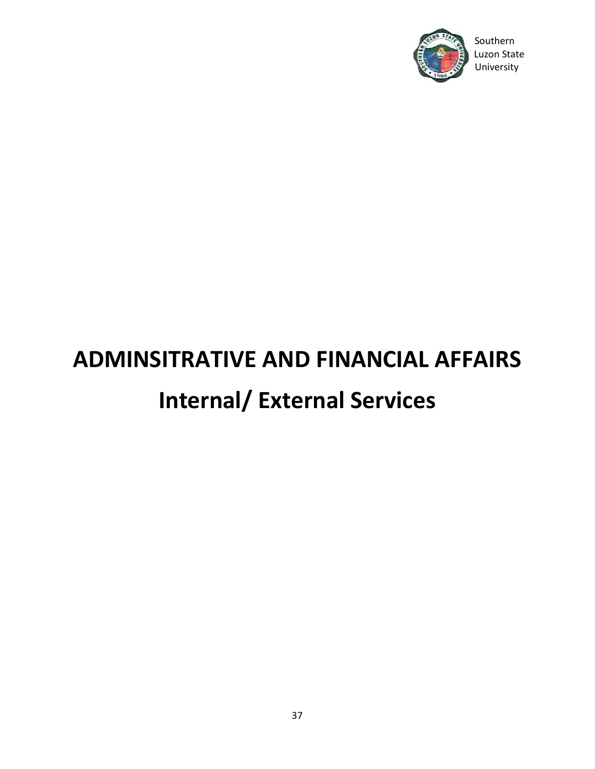# ADMINSITRATIVE AND FINANCIAL AFFAIRS

# Internal/ External Services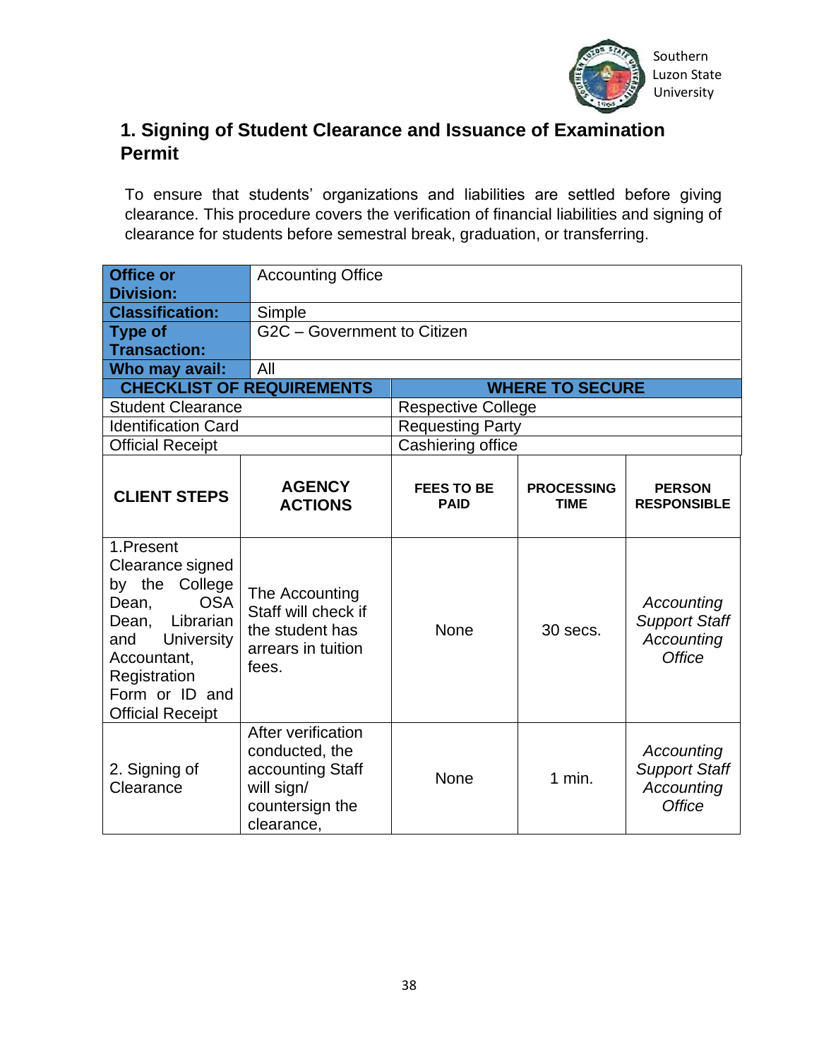## 1. Signing of Student Clearance and Issuance of Examination Permit

To ensure that students' organizations and liabilities are settled before giving clearance. This procedure covers the verification of financial liabilities and signing of clearance for students before semestral break, graduation, or transferring.

| **Office or Division:** | Accounting Office | | | |
|---|---|---|---|---|
| **Classification:** | Simple | | | |
| **Type of Transaction:** | G2C – Government to Citizen | | | |
| **Who may avail:** | All | | | |
| **CHECKLIST OF REQUIREMENTS** | | **WHERE TO SECURE** | | |
| Student Clearance | | Respective College | | |
| Identification Card | | Requesting Party | | |
| Official Receipt | | Cashiering office | | |
| **CLIENT STEPS** | **AGENCY ACTIONS** | **FEES TO BE PAID** | **PROCESSING TIME** | **PERSON RESPONSIBLE** |
| 1.Present Clearance signed by the College Dean, OSA Dean, Librarian and University Accountant, Registration Form or ID and Official Receipt | The Accounting Staff will check if the student has arrears in tuition fees. | None | 30 secs. | *Accounting Support Staff Accounting Office* |
| 2. Signing of Clearance | After verification conducted, the accounting Staff will sign/ countersign the clearance, | None | 1 min. | *Accounting Support Staff Accounting Office* |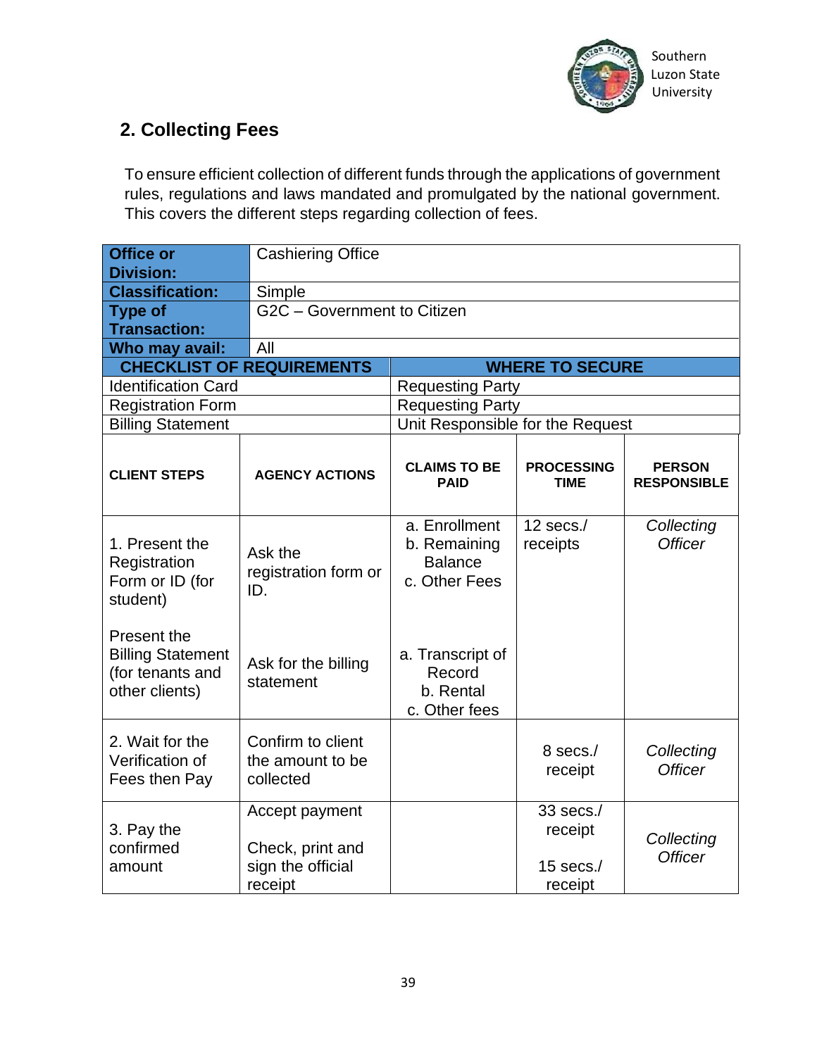## 2. Collecting Fees

To ensure efficient collection of different funds through the applications of government rules, regulations and laws mandated and promulgated by the national government. This covers the different steps regarding collection of fees.

| **Office or Division:** | Cashiering Office |
|---|---|
| **Classification:** | Simple |
| **Type of Transaction:** | G2C – Government to Citizen |
| **Who may avail:** | All |

| **CHECKLIST OF REQUIREMENTS** | **WHERE TO SECURE** |
|---|---|
| Identification Card | Requesting Party |
| Registration Form | Requesting Party |
| Billing Statement | Unit Responsible for the Request |

| **CLIENT STEPS** | **AGENCY ACTIONS** | **CLAIMS TO BE PAID** | **PROCESSING TIME** | **PERSON RESPONSIBLE** |
|---|---|---|---|---|
| 1. Present the Registration Form or ID (for student)<br><br>Present the Billing Statement (for tenants and other clients) | Ask the registration form or ID.<br><br>Ask for the billing statement | a. Enrollment<br>b. Remaining Balance<br>c. Other Fees<br><br>a. Transcript of Record<br>b. Rental<br>c. Other fees | 12 secs./ receipts | *Collecting Officer* |
| 2. Wait for the Verification of Fees then Pay | Confirm to client the amount to be collected | | 8 secs./ receipt | *Collecting Officer* |
| 3. Pay the confirmed amount | Accept payment<br><br>Check, print and sign the official receipt | | 33 secs./ receipt<br><br>15 secs./ receipt | *Collecting Officer* |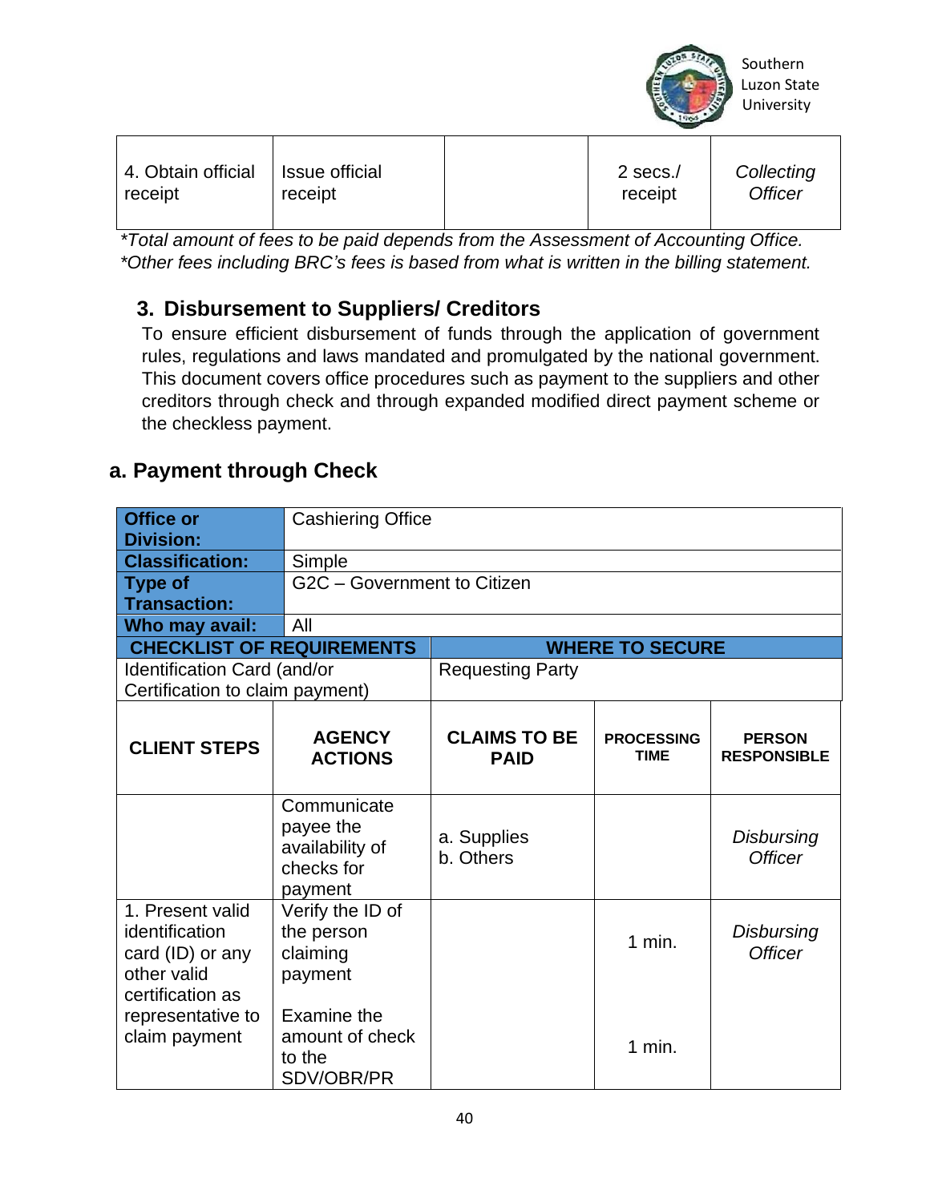| 4. Obtain official receipt | Issue official receipt | | 2 secs./ receipt | *Collecting Officer* |
|---|---|---|---|---|

*\*Total amount of fees to be paid depends from the Assessment of Accounting Office.*
*\*Other fees including BRC's fees is based from what is written in the billing statement.*

## 3. Disbursement to Suppliers/ Creditors

To ensure efficient disbursement of funds through the application of government rules, regulations and laws mandated and promulgated by the national government. This document covers office procedures such as payment to the suppliers and other creditors through check and through expanded modified direct payment scheme or the checkless payment.

### a. Payment through Check

| **Office or Division:** | Cashiering Office |
|---|---|
| **Classification:** | Simple |
| **Type of Transaction:** | G2C – Government to Citizen |
| **Who may avail:** | All |
| **CHECKLIST OF REQUIREMENTS** | **WHERE TO SECURE** |
| Identification Card (and/or Certification to claim payment) | Requesting Party |

| CLIENT STEPS | AGENCY ACTIONS | CLAIMS TO BE PAID | PROCESSING TIME | PERSON RESPONSIBLE |
|---|---|---|---|---|
| | Communicate payee the availability of checks for payment | a. Supplies<br>b. Others | | *Disbursing Officer* |
| 1. Present valid identification card (ID) or any other valid certification as representative to claim payment | Verify the ID of the person claiming payment<br><br>Examine the amount of check to the SDV/OBR/PR | | 1 min.<br><br>1 min. | *Disbursing Officer* |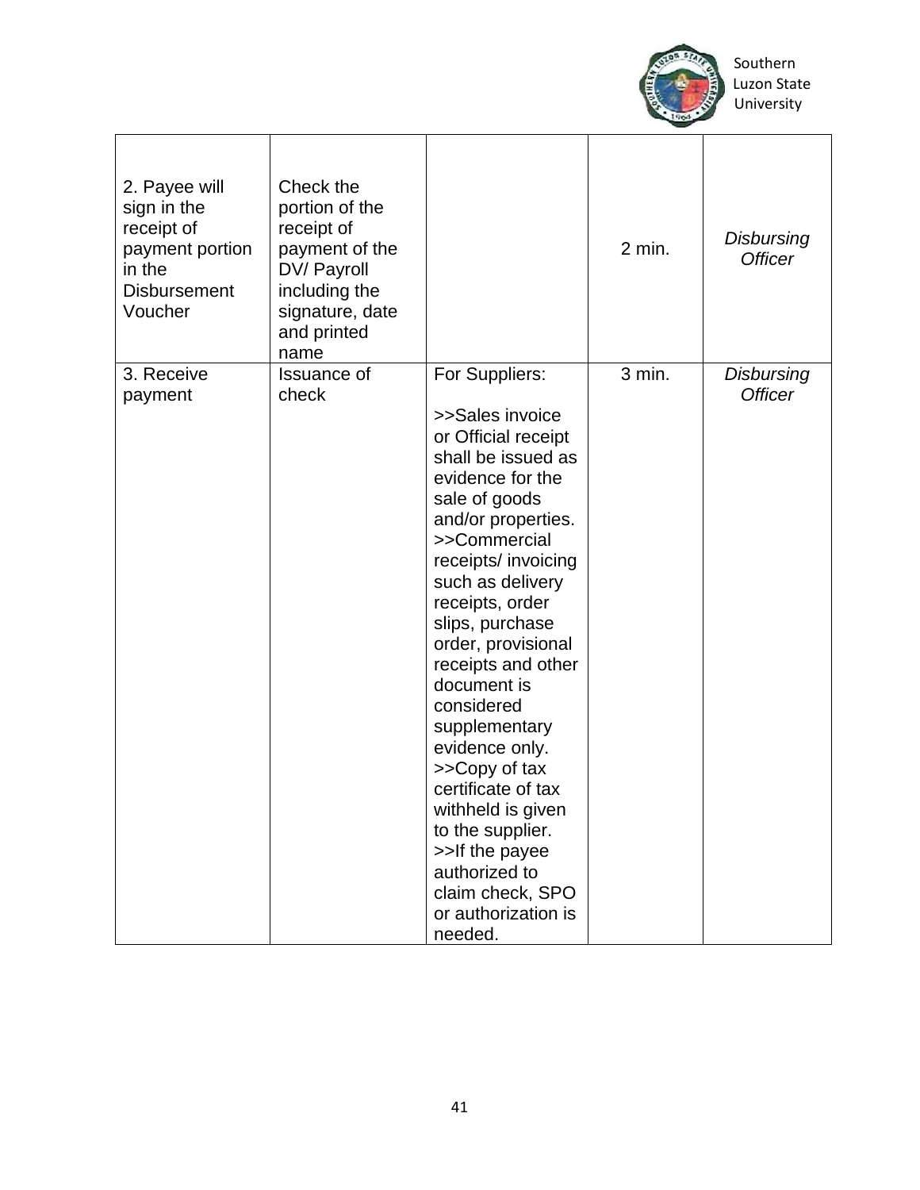| | | | | |
|---|---|---|---|---|
| 2. Payee will sign in the receipt of payment portion in the Disbursement Voucher | Check the portion of the receipt of payment of the DV/ Payroll including the signature, date and printed name | | 2 min. | *Disbursing Officer* |
| 3. Receive payment | Issuance of check | For Suppliers:<br><br>>>Sales invoice or Official receipt shall be issued as evidence for the sale of goods and/or properties.<br>>>Commercial receipts/ invoicing such as delivery receipts, order slips, purchase order, provisional receipts and other document is considered supplementary evidence only.<br>>>Copy of tax certificate of tax withheld is given to the supplier.<br>>>If the payee authorized to claim check, SPO or authorization is needed. | 3 min. | *Disbursing Officer* |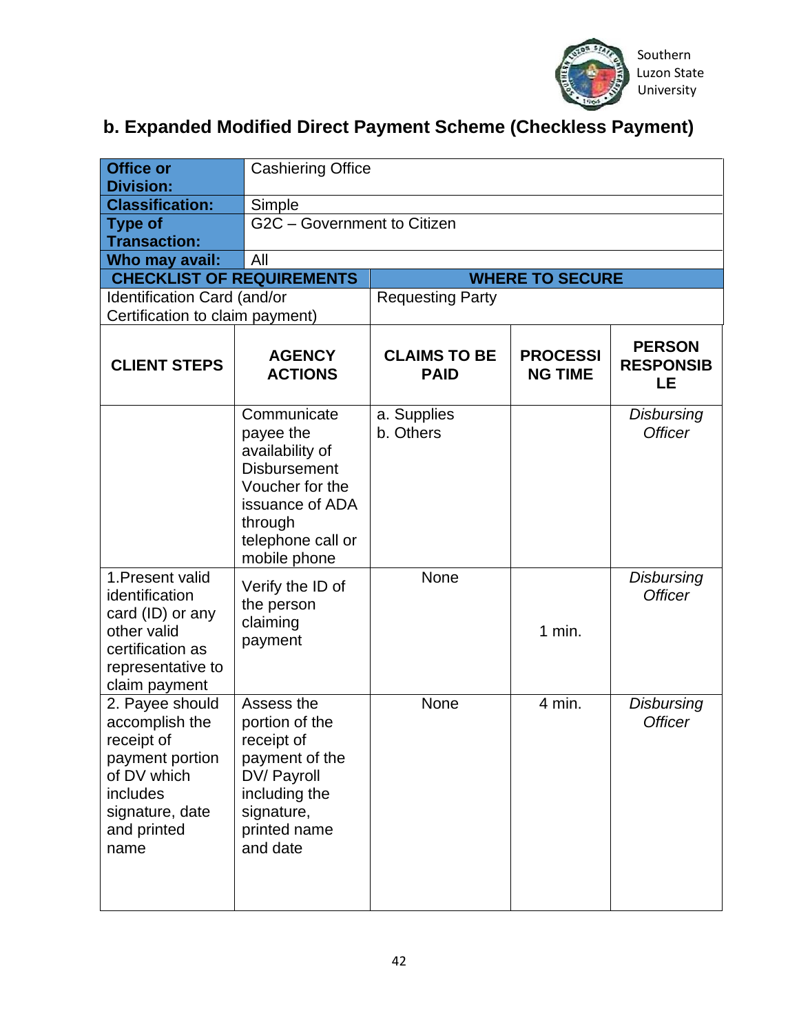## b. Expanded Modified Direct Payment Scheme (Checkless Payment)

| **Office or Division:** | Cashiering Office |
|---|---|
| **Classification:** | Simple |
| **Type of Transaction:** | G2C – Government to Citizen |
| **Who may avail:** | All |

| **CHECKLIST OF REQUIREMENTS** | **WHERE TO SECURE** |
|---|---|
| Identification Card (and/or Certification to claim payment) | Requesting Party |

| **CLIENT STEPS** | **AGENCY ACTIONS** | **CLAIMS TO BE PAID** | **PROCESSING TIME** | **PERSON RESPONSIBLE** |
|---|---|---|---|---|
| | Communicate payee the availability of Disbursement Voucher for the issuance of ADA through telephone call or mobile phone | a. Supplies<br>b. Others | | *Disbursing Officer* |
| 1.Present valid identification card (ID) or any other valid certification as representative to claim payment | Verify the ID of the person claiming payment | None | 1 min. | *Disbursing Officer* |
| 2. Payee should accomplish the receipt of payment portion of DV which includes signature, date and printed name | Assess the portion of the receipt of payment of the DV/ Payroll including the signature, printed name and date | None | 4 min. | *Disbursing Officer* |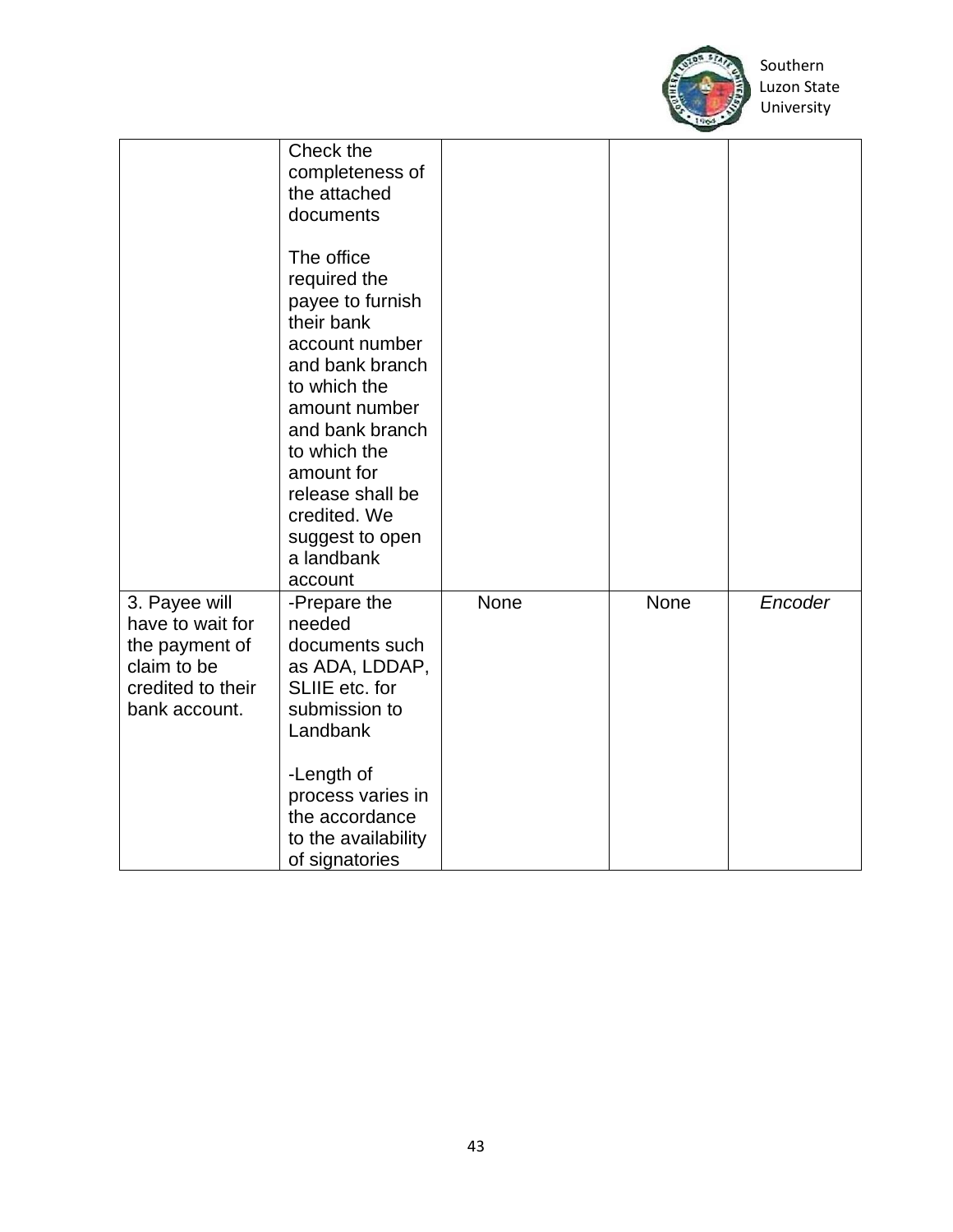| | | | | |
|---|---|---|---|---|
| | Check the completeness of the attached documents<br><br>The office required the payee to furnish their bank account number and bank branch to which the amount number and bank branch to which the amount for release shall be credited. We suggest to open a landbank account | | | |
| 3. Payee will have to wait for the payment of claim to be credited to their bank account. | -Prepare the needed documents such as ADA, LDDAP, SLIIE etc. for submission to Landbank<br><br>-Length of process varies in the accordance to the availability of signatories | None | None | *Encoder* |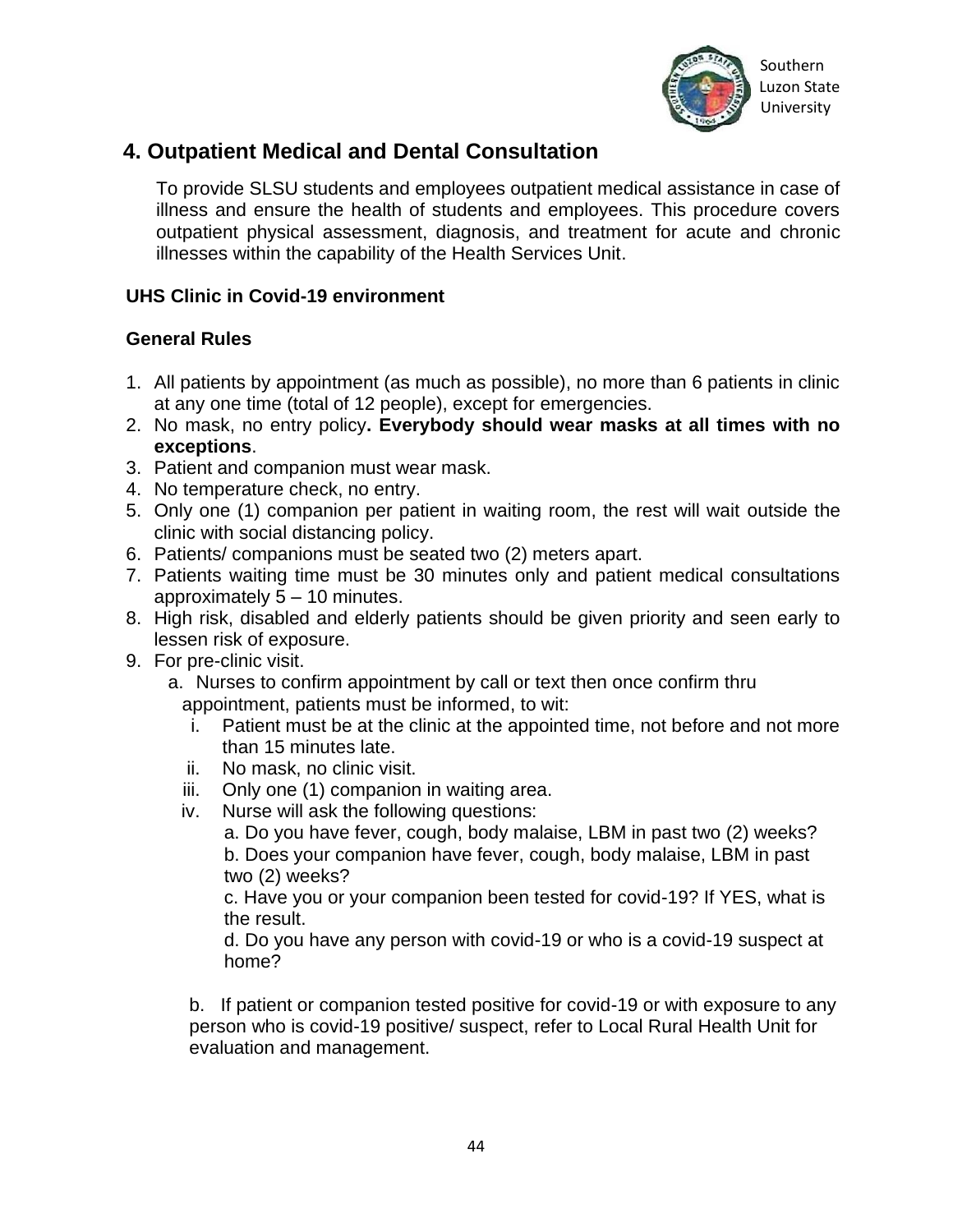## 4. Outpatient Medical and Dental Consultation

To provide SLSU students and employees outpatient medical assistance in case of illness and ensure the health of students and employees. This procedure covers outpatient physical assessment, diagnosis, and treatment for acute and chronic illnesses within the capability of the Health Services Unit.

**UHS Clinic in Covid-19 environment**

**General Rules**

1. All patients by appointment (as much as possible), no more than 6 patients in clinic at any one time (total of 12 people), except for emergencies.
2. No mask, no entry policy**. Everybody should wear masks at all times with no exceptions**.
3. Patient and companion must wear mask.
4. No temperature check, no entry.
5. Only one (1) companion per patient in waiting room, the rest will wait outside the clinic with social distancing policy.
6. Patients/ companions must be seated two (2) meters apart.
7. Patients waiting time must be 30 minutes only and patient medical consultations approximately 5 – 10 minutes.
8. High risk, disabled and elderly patients should be given priority and seen early to lessen risk of exposure.
9. For pre-clinic visit.
   a. Nurses to confirm appointment by call or text then once confirm thru appointment, patients must be informed, to wit:
      i. Patient must be at the clinic at the appointed time, not before and not more than 15 minutes late.
      ii. No mask, no clinic visit.
      iii. Only one (1) companion in waiting area.
      iv. Nurse will ask the following questions:
         a. Do you have fever, cough, body malaise, LBM in past two (2) weeks?
         b. Does your companion have fever, cough, body malaise, LBM in past two (2) weeks?
         c. Have you or your companion been tested for covid-19? If YES, what is the result.
         d. Do you have any person with covid-19 or who is a covid-19 suspect at home?

   b. If patient or companion tested positive for covid-19 or with exposure to any person who is covid-19 positive/ suspect, refer to Local Rural Health Unit for evaluation and management.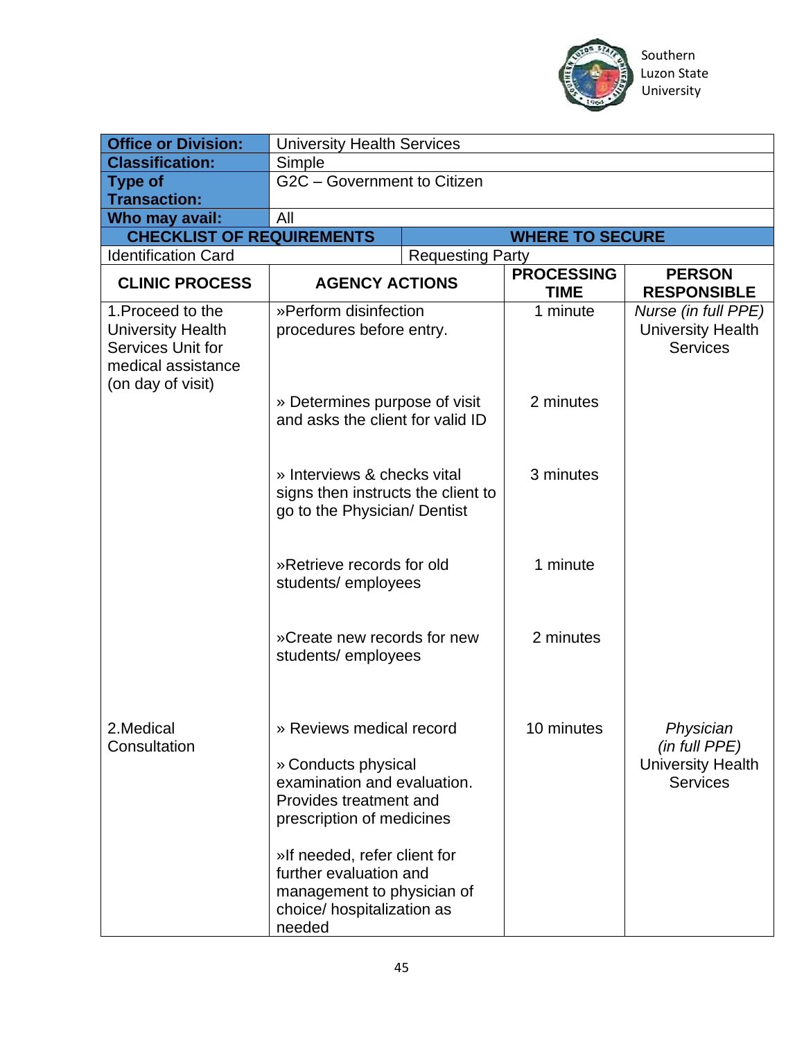| Office or Division: | University Health Services | | |
|---|---|---|---|
| Classification: | Simple | | |
| Type of Transaction: | G2C – Government to Citizen | | |
| Who may avail: | All | | |
| **CHECKLIST OF REQUIREMENTS** | | **WHERE TO SECURE** | |
| Identification Card | | Requesting Party | |
| **CLINIC PROCESS** | **AGENCY ACTIONS** | **PROCESSING TIME** | **PERSON RESPONSIBLE** |
| 1.Proceed to the University Health Services Unit for medical assistance (on day of visit) | »Perform disinfection procedures before entry. | 1 minute | *Nurse (in full PPE)* University Health Services |
| | » Determines purpose of visit and asks the client for valid ID | 2 minutes | |
| | » Interviews & checks vital signs then instructs the client to go to the Physician/ Dentist | 3 minutes | |
| | »Retrieve records for old students/ employees | 1 minute | |
| | »Create new records for new students/ employees | 2 minutes | |
| 2.Medical Consultation | » Reviews medical record<br><br>» Conducts physical examination and evaluation. Provides treatment and prescription of medicines<br><br>»If needed, refer client for further evaluation and management to physician of choice/ hospitalization as needed | 10 minutes | *Physician (in full PPE)* University Health Services |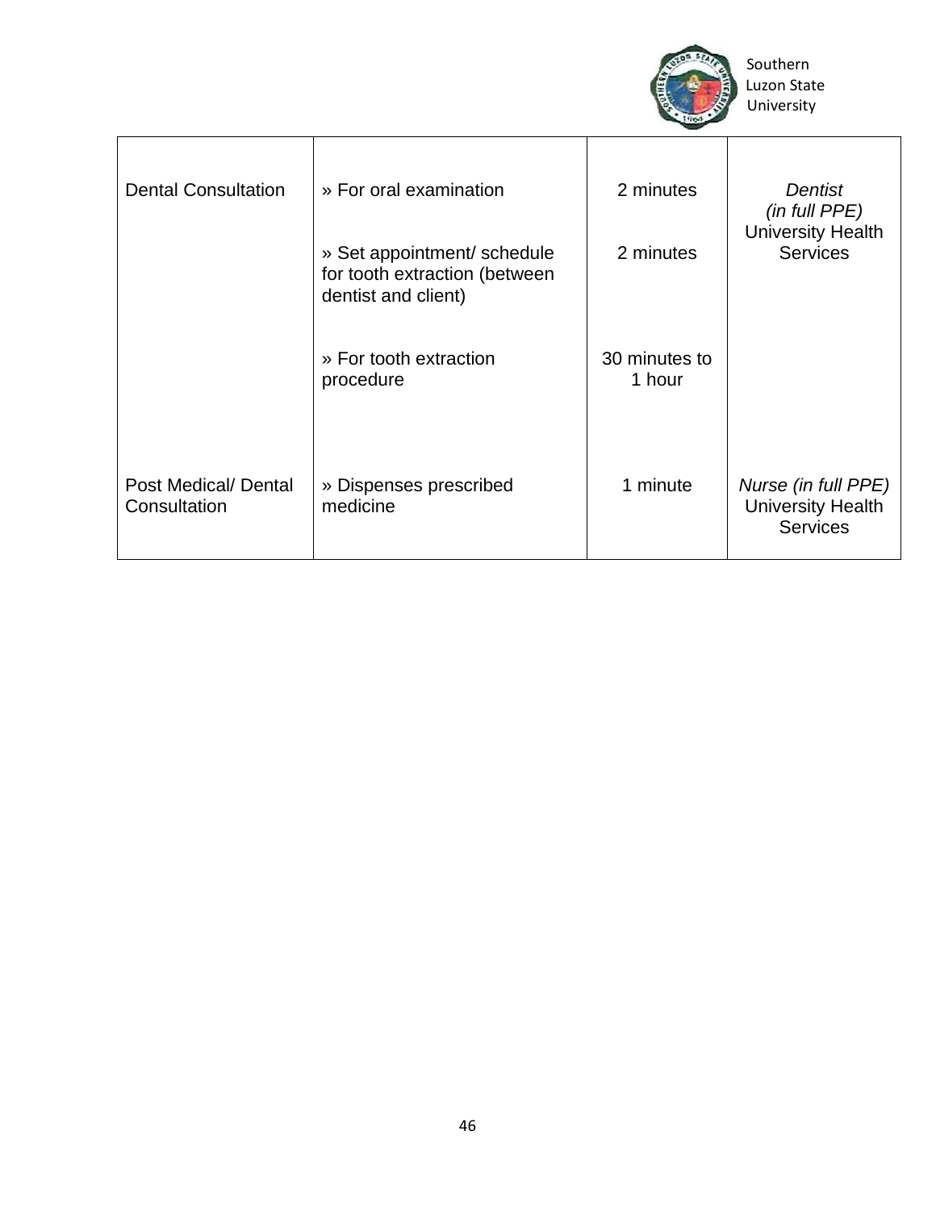| | | | |
|---|---|---|---|
| Dental Consultation | » For oral examination<br><br>» Set appointment/ schedule for tooth extraction (between dentist and client)<br><br>» For tooth extraction procedure | 2 minutes<br><br>2 minutes<br><br>30 minutes to 1 hour | *Dentist (in full PPE)* University Health Services |
| Post Medical/ Dental Consultation | » Dispenses prescribed medicine | 1 minute | *Nurse (in full PPE)* University Health Services |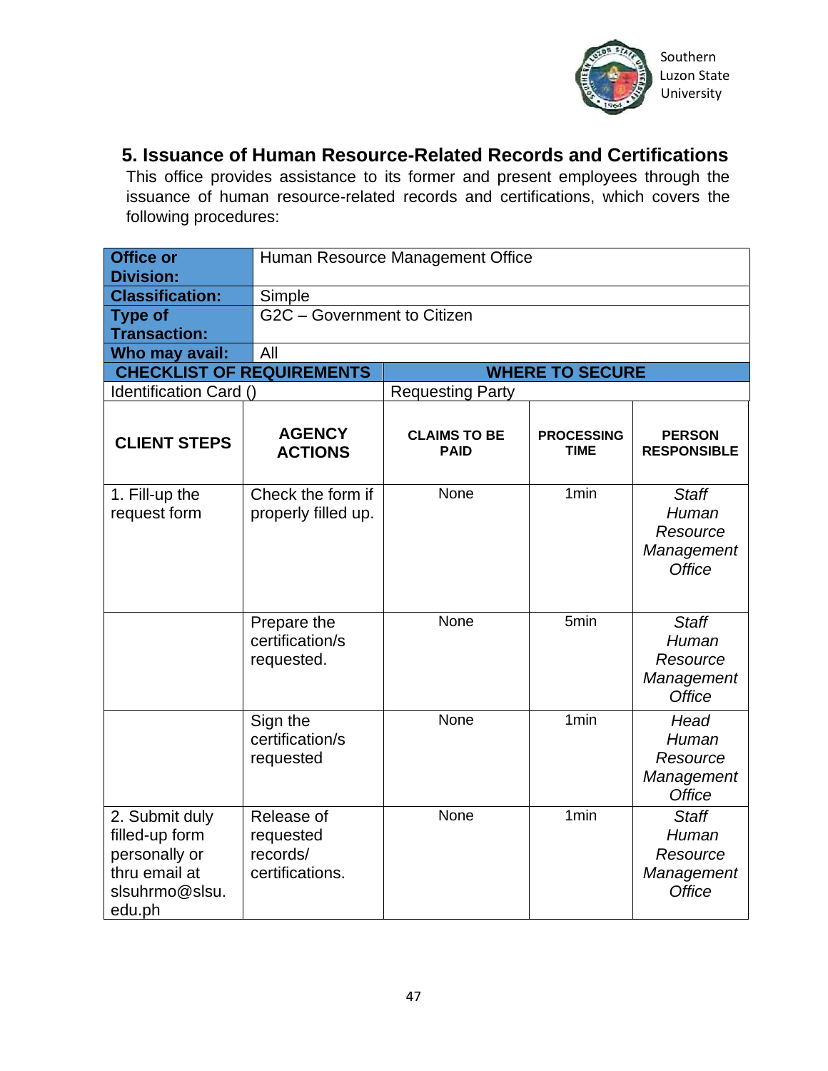## 5. Issuance of Human Resource-Related Records and Certifications

This office provides assistance to its former and present employees through the issuance of human resource-related records and certifications, which covers the following procedures:

| | |
|---|---|
| **Office or Division:** | Human Resource Management Office |
| **Classification:** | Simple |
| **Type of Transaction:** | G2C – Government to Citizen |
| **Who may avail:** | All |

| CHECKLIST OF REQUIREMENTS | WHERE TO SECURE |
|---|---|
| Identification Card () | Requesting Party |

| CLIENT STEPS | AGENCY ACTIONS | CLAIMS TO BE PAID | PROCESSING TIME | PERSON RESPONSIBLE |
|---|---|---|---|---|
| 1. Fill-up the request form | Check the form if properly filled up. | None | 1min | *Staff Human Resource Management Office* |
| | Prepare the certification/s requested. | None | 5min | *Staff Human Resource Management Office* |
| | Sign the certification/s requested | None | 1min | *Head Human Resource Management Office* |
| 2. Submit duly filled-up form personally or thru email at slsuhrmo@slsu.edu.ph | Release of requested records/ certifications. | None | 1min | *Staff Human Resource Management Office* |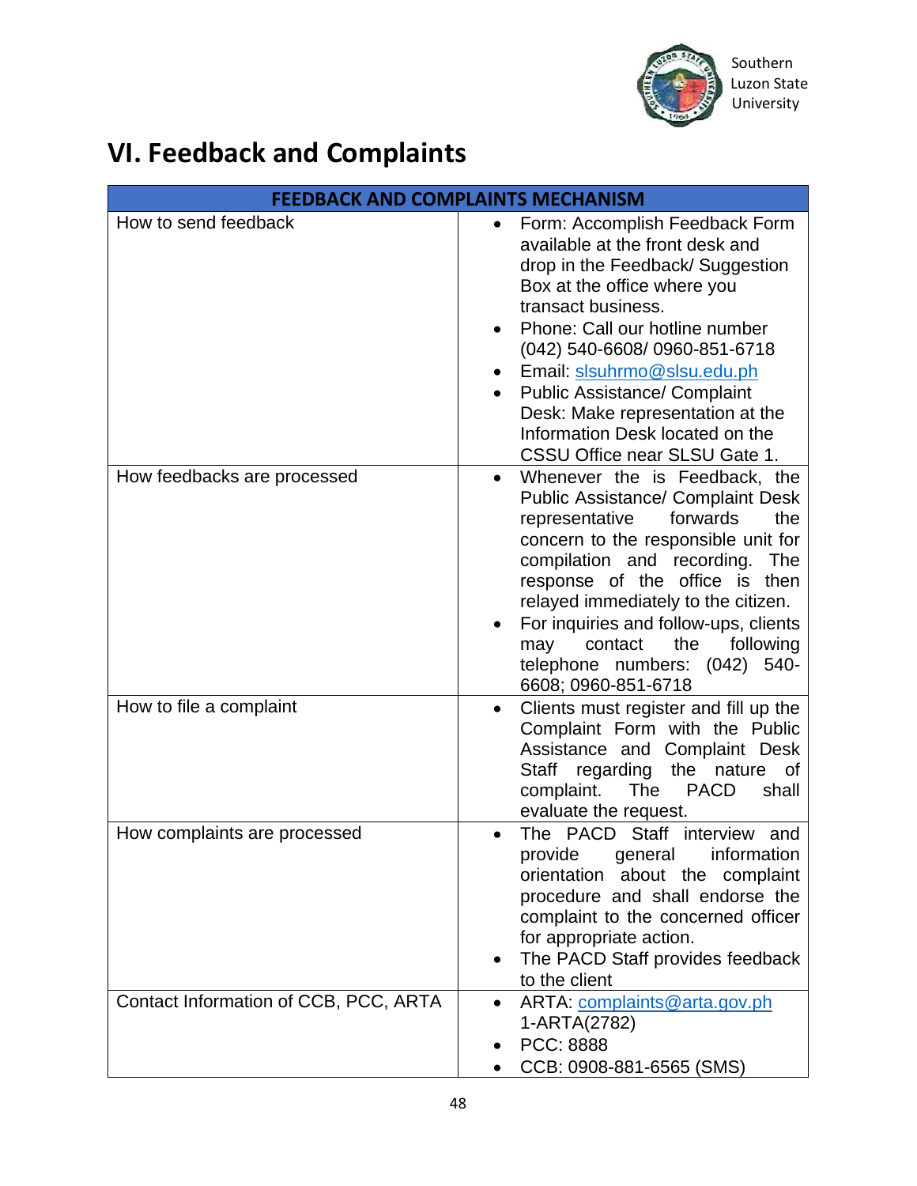# VI. Feedback and Complaints

| FEEDBACK AND COMPLAINTS MECHANISM | |
|---|---|
| How to send feedback | • Form: Accomplish Feedback Form available at the front desk and drop in the Feedback/ Suggestion Box at the office where you transact business.<br>• Phone: Call our hotline number (042) 540-6608/ 0960-851-6718<br>• Email: slsuhrmo@slsu.edu.ph<br>• Public Assistance/ Complaint Desk: Make representation at the Information Desk located on the CSSU Office near SLSU Gate 1. |
| How feedbacks are processed | • Whenever the is Feedback, the Public Assistance/ Complaint Desk representative forwards the concern to the responsible unit for compilation and recording. The response of the office is then relayed immediately to the citizen.<br>• For inquiries and follow-ups, clients may contact the following telephone numbers: (042) 540-6608; 0960-851-6718 |
| How to file a complaint | • Clients must register and fill up the Complaint Form with the Public Assistance and Complaint Desk Staff regarding the nature of complaint. The PACD shall evaluate the request. |
| How complaints are processed | • The PACD Staff interview and provide general information orientation about the complaint procedure and shall endorse the complaint to the concerned officer for appropriate action.<br>• The PACD Staff provides feedback to the client |
| Contact Information of CCB, PCC, ARTA | • ARTA: complaints@arta.gov.ph 1-ARTA(2782)<br>• PCC: 8888<br>• CCB: 0908-881-6565 (SMS) |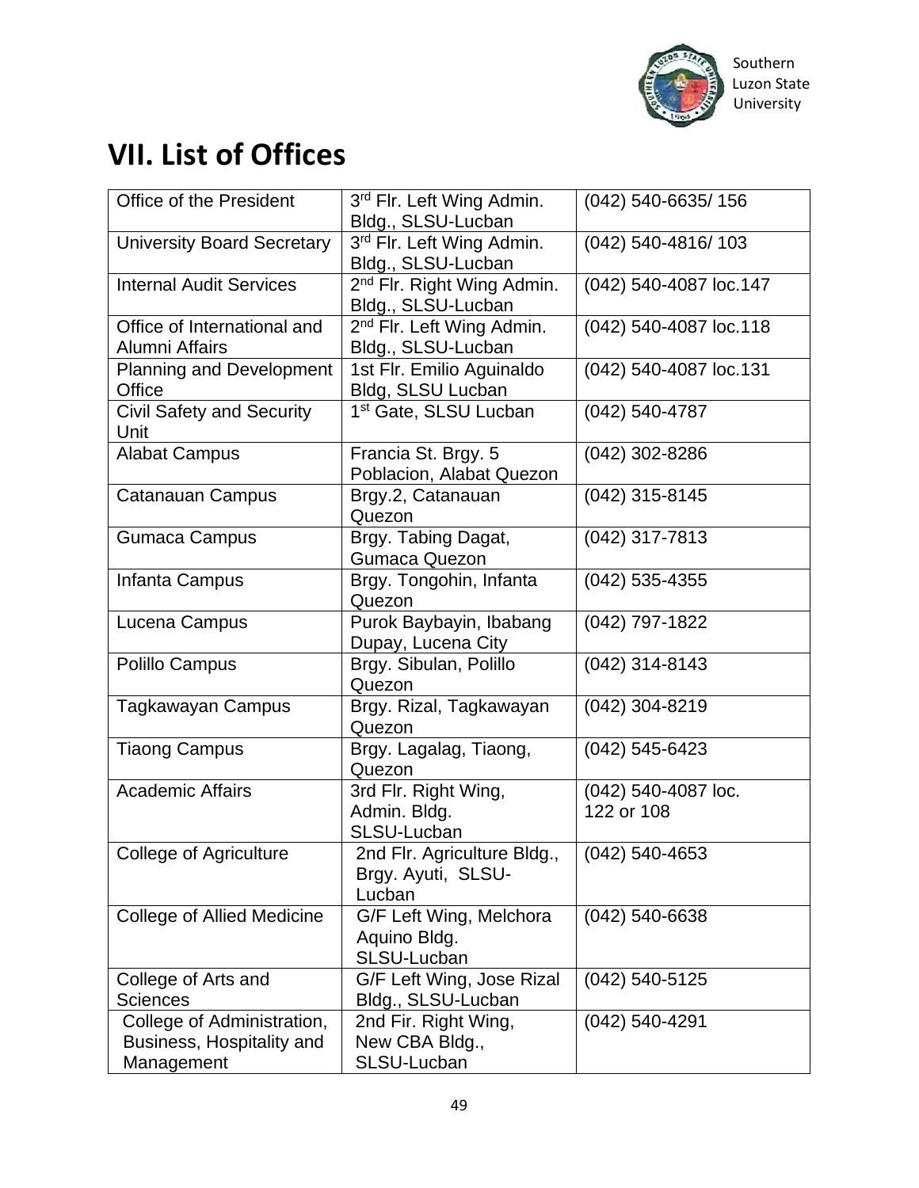## VII. List of Offices

| | | |
|---|---|---|
| Office of the President | 3rd Flr. Left Wing Admin. Bldg., SLSU-Lucban | (042) 540-6635/ 156 |
| University Board Secretary | 3rd Flr. Left Wing Admin. Bldg., SLSU-Lucban | (042) 540-4816/ 103 |
| Internal Audit Services | 2nd Flr. Right Wing Admin. Bldg., SLSU-Lucban | (042) 540-4087 loc.147 |
| Office of International and Alumni Affairs | 2nd Flr. Left Wing Admin. Bldg., SLSU-Lucban | (042) 540-4087 loc.118 |
| Planning and Development Office | 1st Flr. Emilio Aguinaldo Bldg, SLSU Lucban | (042) 540-4087 loc.131 |
| Civil Safety and Security Unit | 1st Gate, SLSU Lucban | (042) 540-4787 |
| Alabat Campus | Francia St. Brgy. 5 Poblacion, Alabat Quezon | (042) 302-8286 |
| Catanauan Campus | Brgy.2, Catanauan Quezon | (042) 315-8145 |
| Gumaca Campus | Brgy. Tabing Dagat, Gumaca Quezon | (042) 317-7813 |
| Infanta Campus | Brgy. Tongohin, Infanta Quezon | (042) 535-4355 |
| Lucena Campus | Purok Baybayin, Ibabang Dupay, Lucena City | (042) 797-1822 |
| Polillo Campus | Brgy. Sibulan, Polillo Quezon | (042) 314-8143 |
| Tagkawayan Campus | Brgy. Rizal, Tagkawayan Quezon | (042) 304-8219 |
| Tiaong Campus | Brgy. Lagalag, Tiaong, Quezon | (042) 545-6423 |
| Academic Affairs | 3rd Flr. Right Wing, Admin. Bldg. SLSU-Lucban | (042) 540-4087 loc. 122 or 108 |
| College of Agriculture | 2nd Flr. Agriculture Bldg., Brgy. Ayuti, SLSU-Lucban | (042) 540-4653 |
| College of Allied Medicine | G/F Left Wing, Melchora Aquino Bldg. SLSU-Lucban | (042) 540-6638 |
| College of Arts and Sciences | G/F Left Wing, Jose Rizal Bldg., SLSU-Lucban | (042) 540-5125 |
| College of Administration, Business, Hospitality and Management | 2nd Fir. Right Wing, New CBA Bldg., SLSU-Lucban | (042) 540-4291 |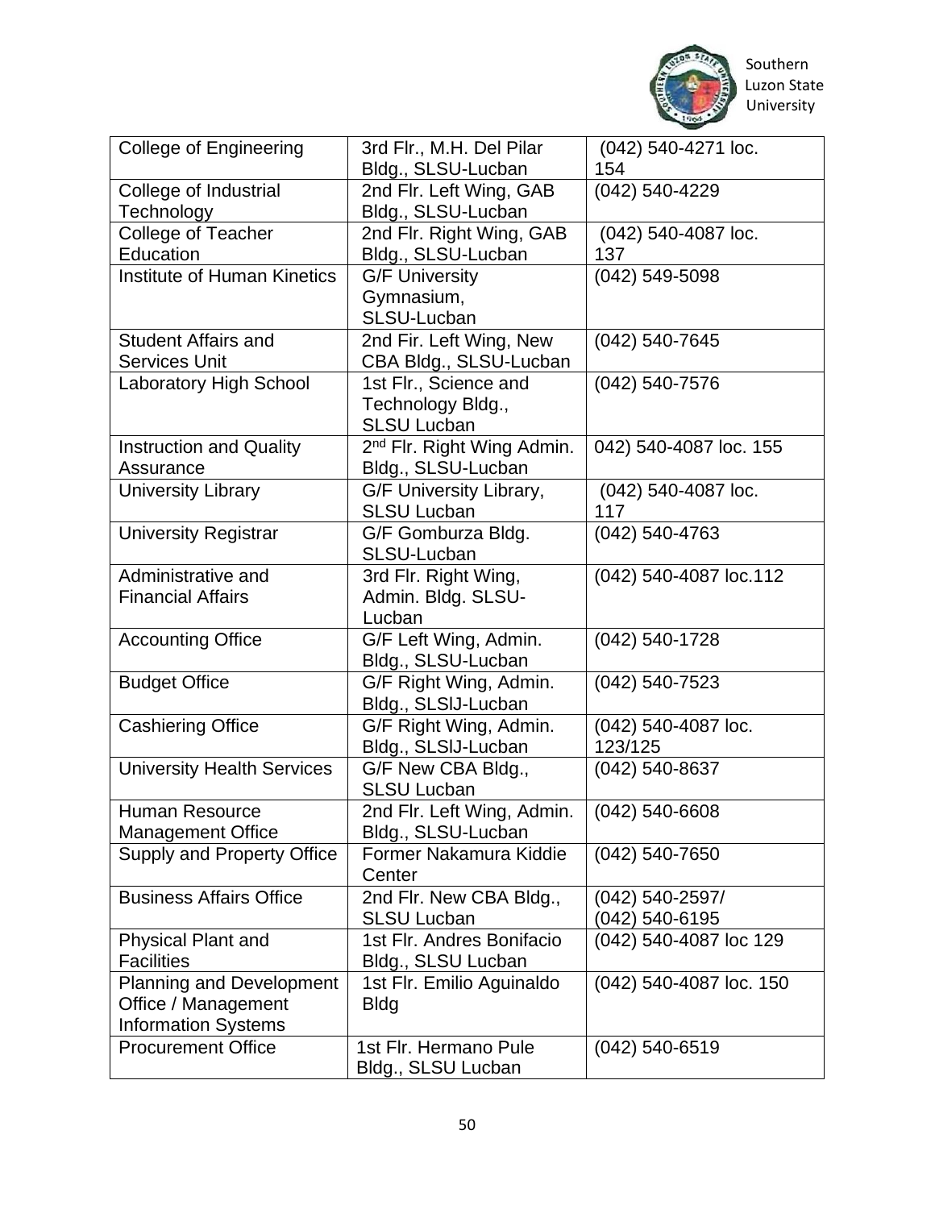| College of Engineering | 3rd Flr., M.H. Del Pilar Bldg., SLSU-Lucban | (042) 540-4271 loc. 154 |
|---|---|---|
| College of Industrial Technology | 2nd Flr. Left Wing, GAB Bldg., SLSU-Lucban | (042) 540-4229 |
| College of Teacher Education | 2nd Flr. Right Wing, GAB Bldg., SLSU-Lucban | (042) 540-4087 loc. 137 |
| Institute of Human Kinetics | G/F University Gymnasium, SLSU-Lucban | (042) 549-5098 |
| Student Affairs and Services Unit | 2nd Fir. Left Wing, New CBA Bldg., SLSU-Lucban | (042) 540-7645 |
| Laboratory High School | 1st Flr., Science and Technology Bldg., SLSU Lucban | (042) 540-7576 |
| Instruction and Quality Assurance | 2nd Flr. Right Wing Admin. Bldg., SLSU-Lucban | 042) 540-4087 loc. 155 |
| University Library | G/F University Library, SLSU Lucban | (042) 540-4087 loc. 117 |
| University Registrar | G/F Gomburza Bldg. SLSU-Lucban | (042) 540-4763 |
| Administrative and Financial Affairs | 3rd Flr. Right Wing, Admin. Bldg. SLSU-Lucban | (042) 540-4087 loc.112 |
| Accounting Office | G/F Left Wing, Admin. Bldg., SLSU-Lucban | (042) 540-1728 |
| Budget Office | G/F Right Wing, Admin. Bldg., SLSIJ-Lucban | (042) 540-7523 |
| Cashiering Office | G/F Right Wing, Admin. Bldg., SLSIJ-Lucban | (042) 540-4087 loc. 123/125 |
| University Health Services | G/F New CBA Bldg., SLSU Lucban | (042) 540-8637 |
| Human Resource Management Office | 2nd Flr. Left Wing, Admin. Bldg., SLSU-Lucban | (042) 540-6608 |
| Supply and Property Office | Former Nakamura Kiddie Center | (042) 540-7650 |
| Business Affairs Office | 2nd Flr. New CBA Bldg., SLSU Lucban | (042) 540-2597/ (042) 540-6195 |
| Physical Plant and Facilities | 1st Flr. Andres Bonifacio Bldg., SLSU Lucban | (042) 540-4087 loc 129 |
| Planning and Development Office / Management Information Systems | 1st Flr. Emilio Aguinaldo Bldg | (042) 540-4087 loc. 150 |
| Procurement Office | 1st Flr. Hermano Pule Bldg., SLSU Lucban | (042) 540-6519 |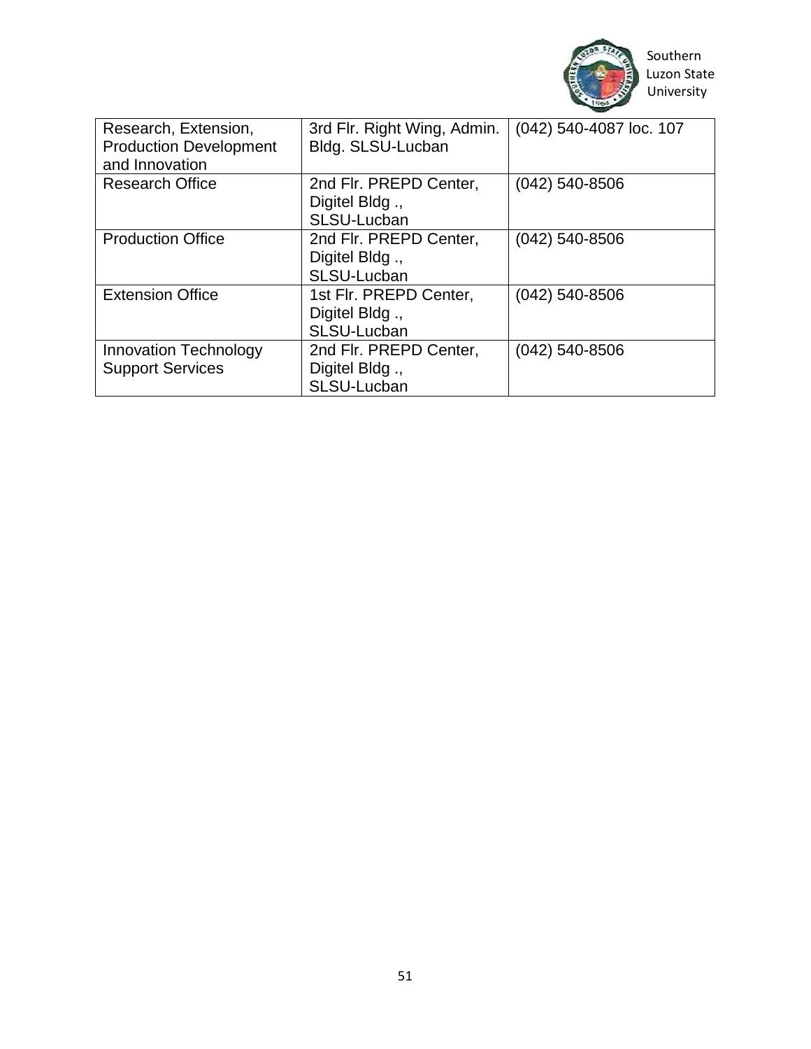| | | |
|---|---|---|
| Research, Extension, Production Development and Innovation | 3rd Flr. Right Wing, Admin. Bldg. SLSU-Lucban | (042) 540-4087 loc. 107 |
| Research Office | 2nd Flr. PREPD Center, Digitel Bldg ., SLSU-Lucban | (042) 540-8506 |
| Production Office | 2nd Flr. PREPD Center, Digitel Bldg ., SLSU-Lucban | (042) 540-8506 |
| Extension Office | 1st Flr. PREPD Center, Digitel Bldg ., SLSU-Lucban | (042) 540-8506 |
| Innovation Technology Support Services | 2nd Flr. PREPD Center, Digitel Bldg ., SLSU-Lucban | (042) 540-8506 |